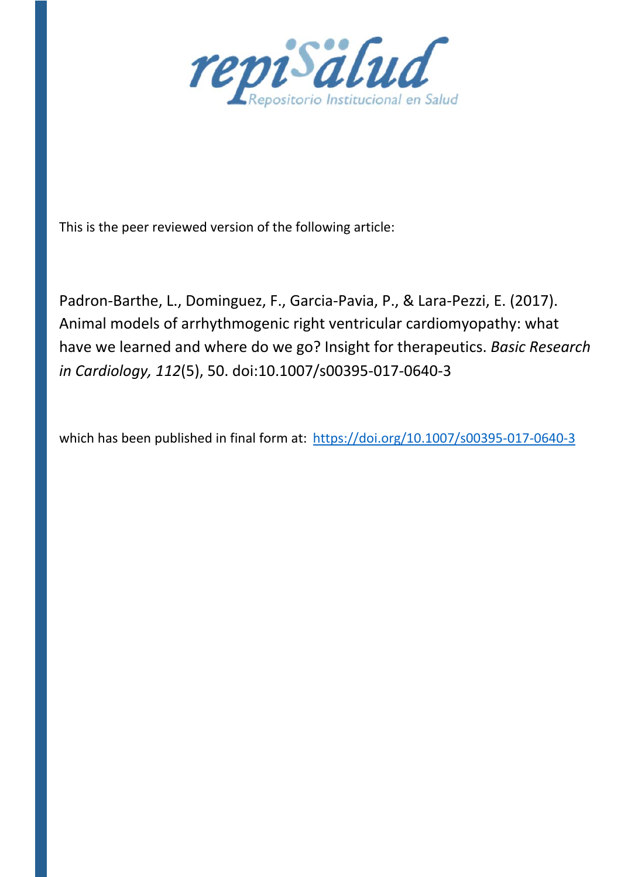This is the peer reviewed version of the following article:

Padron-Barthe, L., Dominguez, F., Garcia-Pavia, P., & Lara-Pezzi, E. (2017). Animal models of arrhythmogenic right ventricular cardiomyopathy: what have we learned and where do we go? Insight for therapeutics. *Basic Research in Cardiology, 112*(5), 50. doi:10.1007/s00395-017-0640-3

which has been published in final form at: https://doi.org/10.1007/s00395-017-0640-3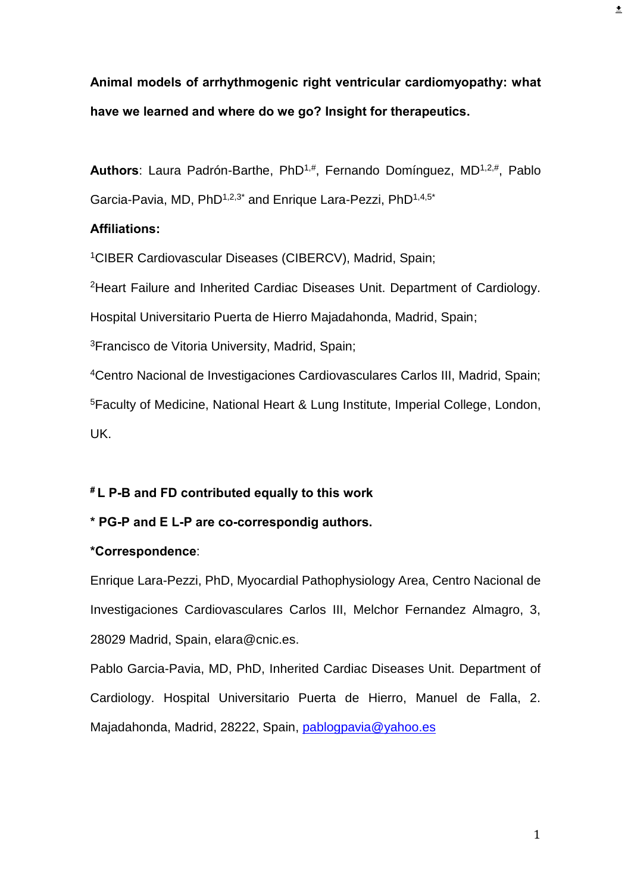**Animal models of arrhythmogenic right ventricular cardiomyopathy: what have we learned and where do we go? Insight for therapeutics.**

**Authors**: Laura Padrón-Barthe, PhD[1,#], Fernando Domínguez, MD[1,2,#], Pablo Garcia-Pavia, MD, PhD[1,2,3*] and Enrique Lara-Pezzi, PhD[1,4,5*]

**Affiliations:**

[1]CIBER Cardiovascular Diseases (CIBERCV), Madrid, Spain;

[2]Heart Failure and Inherited Cardiac Diseases Unit. Department of Cardiology. Hospital Universitario Puerta de Hierro Majadahonda, Madrid, Spain;

[3]Francisco de Vitoria University, Madrid, Spain;

[4]Centro Nacional de Investigaciones Cardiovasculares Carlos III, Madrid, Spain;

[5]Faculty of Medicine, National Heart & Lung Institute, Imperial College, London, UK.

**[#] L P-B and FD contributed equally to this work**

**\* PG-P and E L-P are co-correspondig authors.**

**\*Correspondence**:

Enrique Lara-Pezzi, PhD, Myocardial Pathophysiology Area, Centro Nacional de Investigaciones Cardiovasculares Carlos III, Melchor Fernandez Almagro, 3, 28029 Madrid, Spain, elara@cnic.es.

Pablo Garcia-Pavia, MD, PhD, Inherited Cardiac Diseases Unit. Department of Cardiology. Hospital Universitario Puerta de Hierro, Manuel de Falla, 2. Majadahonda, Madrid, 28222, Spain, pablogpavia@yahoo.es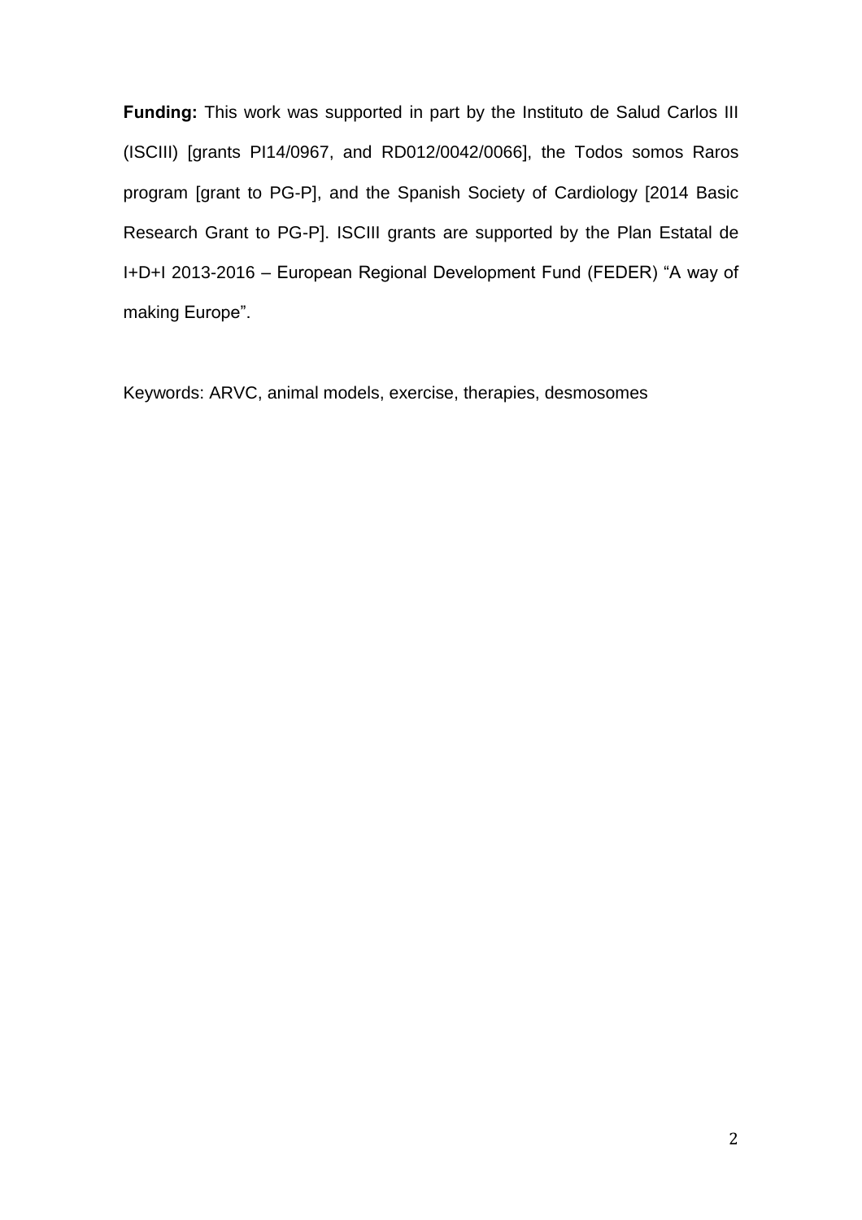**Funding:** This work was supported in part by the Instituto de Salud Carlos III (ISCIII) [grants PI14/0967, and RD012/0042/0066], the Todos somos Raros program [grant to PG-P], and the Spanish Society of Cardiology [2014 Basic Research Grant to PG-P]. ISCIII grants are supported by the Plan Estatal de I+D+I 2013-2016 – European Regional Development Fund (FEDER) "A way of making Europe".

Keywords: ARVC, animal models, exercise, therapies, desmosomes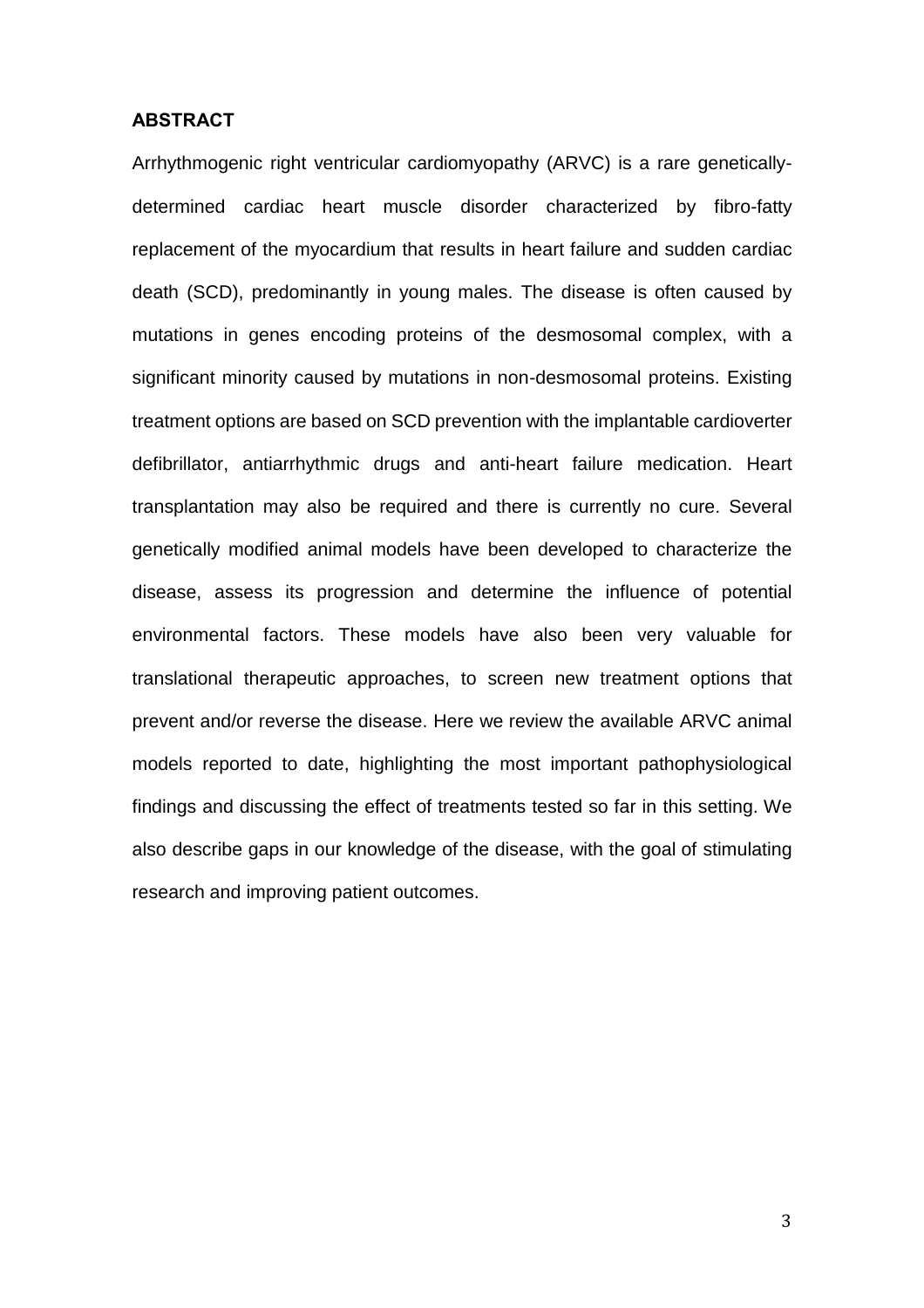## ABSTRACT

Arrhythmogenic right ventricular cardiomyopathy (ARVC) is a rare genetically-determined cardiac heart muscle disorder characterized by fibro-fatty replacement of the myocardium that results in heart failure and sudden cardiac death (SCD), predominantly in young males. The disease is often caused by mutations in genes encoding proteins of the desmosomal complex, with a significant minority caused by mutations in non-desmosomal proteins. Existing treatment options are based on SCD prevention with the implantable cardioverter defibrillator, antiarrhythmic drugs and anti-heart failure medication. Heart transplantation may also be required and there is currently no cure. Several genetically modified animal models have been developed to characterize the disease, assess its progression and determine the influence of potential environmental factors. These models have also been very valuable for translational therapeutic approaches, to screen new treatment options that prevent and/or reverse the disease. Here we review the available ARVC animal models reported to date, highlighting the most important pathophysiological findings and discussing the effect of treatments tested so far in this setting. We also describe gaps in our knowledge of the disease, with the goal of stimulating research and improving patient outcomes.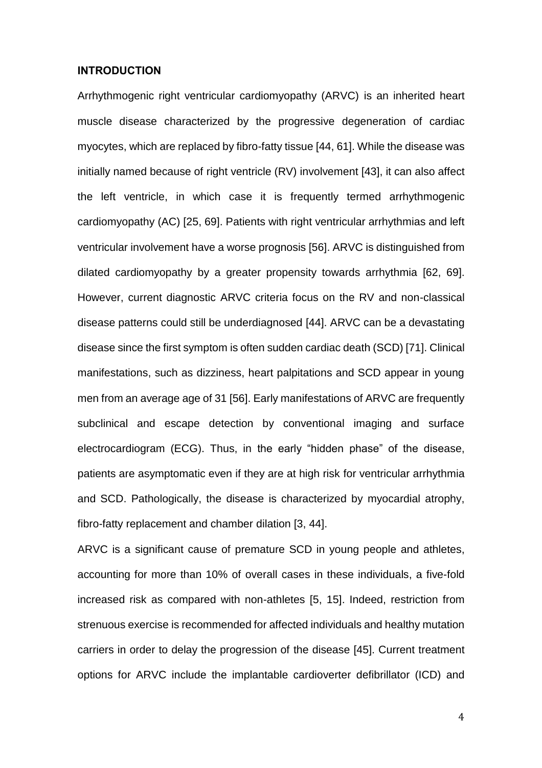## INTRODUCTION

Arrhythmogenic right ventricular cardiomyopathy (ARVC) is an inherited heart muscle disease characterized by the progressive degeneration of cardiac myocytes, which are replaced by fibro-fatty tissue [44, 61]. While the disease was initially named because of right ventricle (RV) involvement [43], it can also affect the left ventricle, in which case it is frequently termed arrhythmogenic cardiomyopathy (AC) [25, 69]. Patients with right ventricular arrhythmias and left ventricular involvement have a worse prognosis [56]. ARVC is distinguished from dilated cardiomyopathy by a greater propensity towards arrhythmia [62, 69]. However, current diagnostic ARVC criteria focus on the RV and non-classical disease patterns could still be underdiagnosed [44]. ARVC can be a devastating disease since the first symptom is often sudden cardiac death (SCD) [71]. Clinical manifestations, such as dizziness, heart palpitations and SCD appear in young men from an average age of 31 [56]. Early manifestations of ARVC are frequently subclinical and escape detection by conventional imaging and surface electrocardiogram (ECG). Thus, in the early "hidden phase" of the disease, patients are asymptomatic even if they are at high risk for ventricular arrhythmia and SCD. Pathologically, the disease is characterized by myocardial atrophy, fibro-fatty replacement and chamber dilation [3, 44].

ARVC is a significant cause of premature SCD in young people and athletes, accounting for more than 10% of overall cases in these individuals, a five-fold increased risk as compared with non-athletes [5, 15]. Indeed, restriction from strenuous exercise is recommended for affected individuals and healthy mutation carriers in order to delay the progression of the disease [45]. Current treatment options for ARVC include the implantable cardioverter defibrillator (ICD) and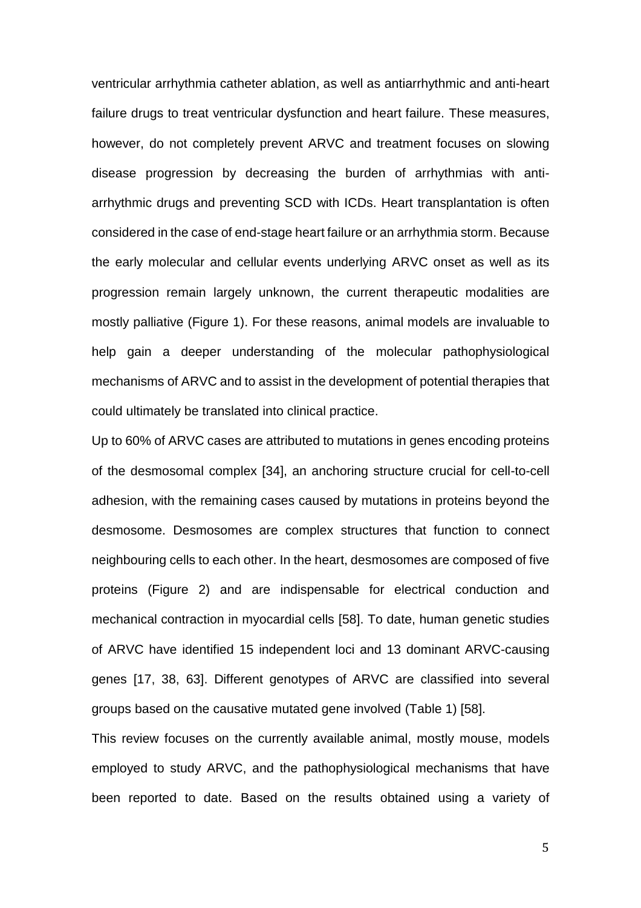ventricular arrhythmia catheter ablation, as well as antiarrhythmic and anti-heart failure drugs to treat ventricular dysfunction and heart failure. These measures, however, do not completely prevent ARVC and treatment focuses on slowing disease progression by decreasing the burden of arrhythmias with anti-arrhythmic drugs and preventing SCD with ICDs. Heart transplantation is often considered in the case of end-stage heart failure or an arrhythmia storm. Because the early molecular and cellular events underlying ARVC onset as well as its progression remain largely unknown, the current therapeutic modalities are mostly palliative (Figure 1). For these reasons, animal models are invaluable to help gain a deeper understanding of the molecular pathophysiological mechanisms of ARVC and to assist in the development of potential therapies that could ultimately be translated into clinical practice.

Up to 60% of ARVC cases are attributed to mutations in genes encoding proteins of the desmosomal complex [34], an anchoring structure crucial for cell-to-cell adhesion, with the remaining cases caused by mutations in proteins beyond the desmosome. Desmosomes are complex structures that function to connect neighbouring cells to each other. In the heart, desmosomes are composed of five proteins (Figure 2) and are indispensable for electrical conduction and mechanical contraction in myocardial cells [58]. To date, human genetic studies of ARVC have identified 15 independent loci and 13 dominant ARVC-causing genes [17, 38, 63]. Different genotypes of ARVC are classified into several groups based on the causative mutated gene involved (Table 1) [58].

This review focuses on the currently available animal, mostly mouse, models employed to study ARVC, and the pathophysiological mechanisms that have been reported to date. Based on the results obtained using a variety of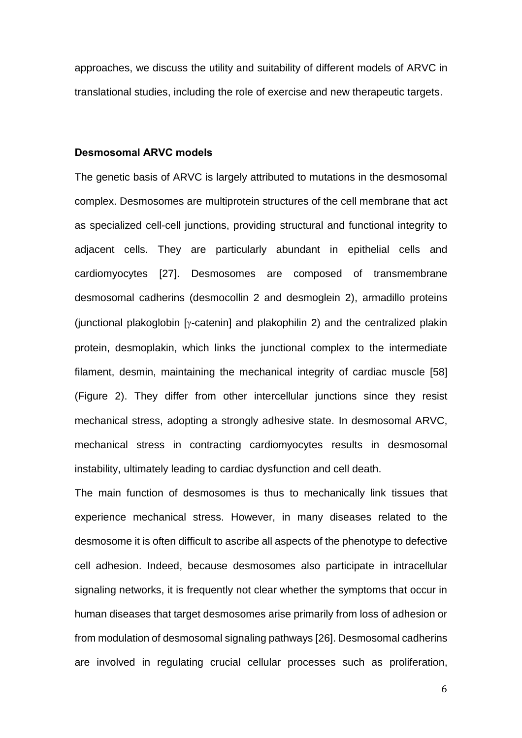approaches, we discuss the utility and suitability of different models of ARVC in translational studies, including the role of exercise and new therapeutic targets.

## Desmosomal ARVC models

The genetic basis of ARVC is largely attributed to mutations in the desmosomal complex. Desmosomes are multiprotein structures of the cell membrane that act as specialized cell-cell junctions, providing structural and functional integrity to adjacent cells. They are particularly abundant in epithelial cells and cardiomyocytes [27]. Desmosomes are composed of transmembrane desmosomal cadherins (desmocollin 2 and desmoglein 2), armadillo proteins (junctional plakoglobin [γ-catenin] and plakophilin 2) and the centralized plakin protein, desmoplakin, which links the junctional complex to the intermediate filament, desmin, maintaining the mechanical integrity of cardiac muscle [58] (Figure 2). They differ from other intercellular junctions since they resist mechanical stress, adopting a strongly adhesive state. In desmosomal ARVC, mechanical stress in contracting cardiomyocytes results in desmosomal instability, ultimately leading to cardiac dysfunction and cell death.

The main function of desmosomes is thus to mechanically link tissues that experience mechanical stress. However, in many diseases related to the desmosome it is often difficult to ascribe all aspects of the phenotype to defective cell adhesion. Indeed, because desmosomes also participate in intracellular signaling networks, it is frequently not clear whether the symptoms that occur in human diseases that target desmosomes arise primarily from loss of adhesion or from modulation of desmosomal signaling pathways [26]. Desmosomal cadherins are involved in regulating crucial cellular processes such as proliferation,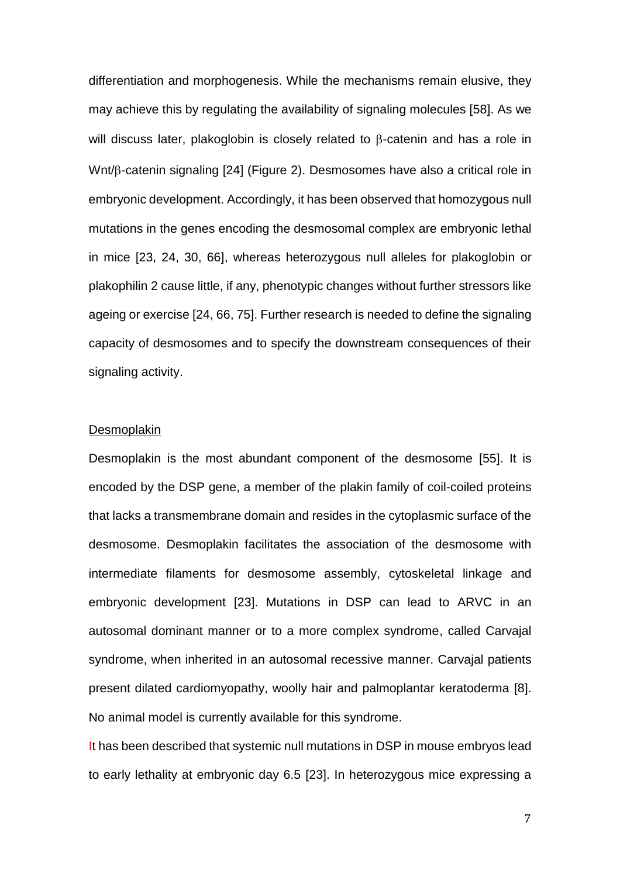differentiation and morphogenesis. While the mechanisms remain elusive, they may achieve this by regulating the availability of signaling molecules [58]. As we will discuss later, plakoglobin is closely related to β-catenin and has a role in Wnt/β-catenin signaling [24] (Figure 2). Desmosomes have also a critical role in embryonic development. Accordingly, it has been observed that homozygous null mutations in the genes encoding the desmosomal complex are embryonic lethal in mice [23, 24, 30, 66], whereas heterozygous null alleles for plakoglobin or plakophilin 2 cause little, if any, phenotypic changes without further stressors like ageing or exercise [24, 66, 75]. Further research is needed to define the signaling capacity of desmosomes and to specify the downstream consequences of their signaling activity.

<u>Desmoplakin</u>

Desmoplakin is the most abundant component of the desmosome [55]. It is encoded by the DSP gene, a member of the plakin family of coil-coiled proteins that lacks a transmembrane domain and resides in the cytoplasmic surface of the desmosome. Desmoplakin facilitates the association of the desmosome with intermediate filaments for desmosome assembly, cytoskeletal linkage and embryonic development [23]. Mutations in DSP can lead to ARVC in an autosomal dominant manner or to a more complex syndrome, called Carvajal syndrome, when inherited in an autosomal recessive manner. Carvajal patients present dilated cardiomyopathy, woolly hair and palmoplantar keratoderma [8]. No animal model is currently available for this syndrome.

It has been described that systemic null mutations in DSP in mouse embryos lead to early lethality at embryonic day 6.5 [23]. In heterozygous mice expressing a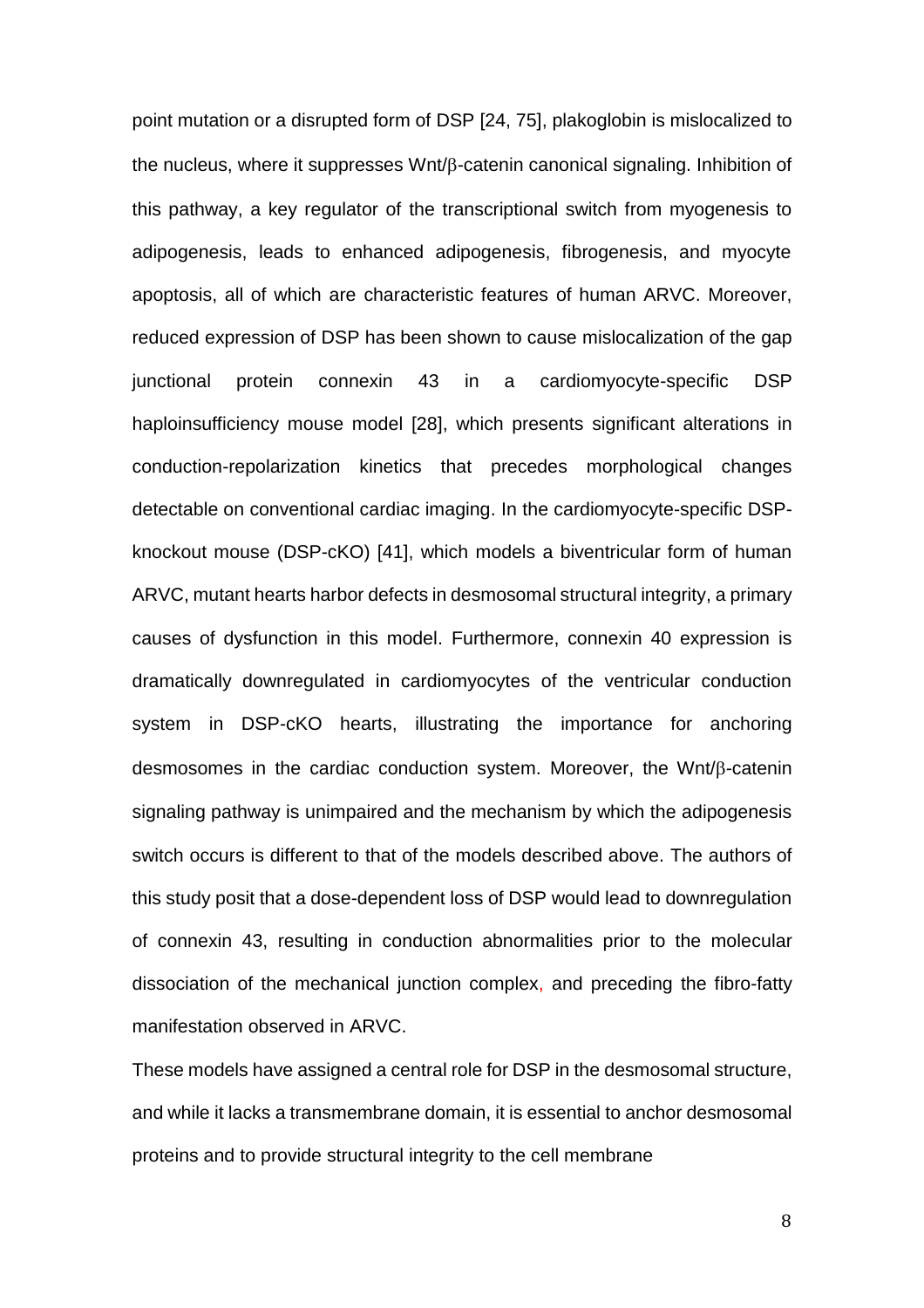point mutation or a disrupted form of DSP [24, 75], plakoglobin is mislocalized to the nucleus, where it suppresses Wnt/β-catenin canonical signaling. Inhibition of this pathway, a key regulator of the transcriptional switch from myogenesis to adipogenesis, leads to enhanced adipogenesis, fibrogenesis, and myocyte apoptosis, all of which are characteristic features of human ARVC. Moreover, reduced expression of DSP has been shown to cause mislocalization of the gap junctional protein connexin 43 in a cardiomyocyte-specific DSP haploinsufficiency mouse model [28], which presents significant alterations in conduction-repolarization kinetics that precedes morphological changes detectable on conventional cardiac imaging. In the cardiomyocyte-specific DSP-knockout mouse (DSP-cKO) [41], which models a biventricular form of human ARVC, mutant hearts harbor defects in desmosomal structural integrity, a primary causes of dysfunction in this model. Furthermore, connexin 40 expression is dramatically downregulated in cardiomyocytes of the ventricular conduction system in DSP-cKO hearts, illustrating the importance for anchoring desmosomes in the cardiac conduction system. Moreover, the Wnt/β-catenin signaling pathway is unimpaired and the mechanism by which the adipogenesis switch occurs is different to that of the models described above. The authors of this study posit that a dose-dependent loss of DSP would lead to downregulation of connexin 43, resulting in conduction abnormalities prior to the molecular dissociation of the mechanical junction complex, and preceding the fibro-fatty manifestation observed in ARVC.

These models have assigned a central role for DSP in the desmosomal structure, and while it lacks a transmembrane domain, it is essential to anchor desmosomal proteins and to provide structural integrity to the cell membrane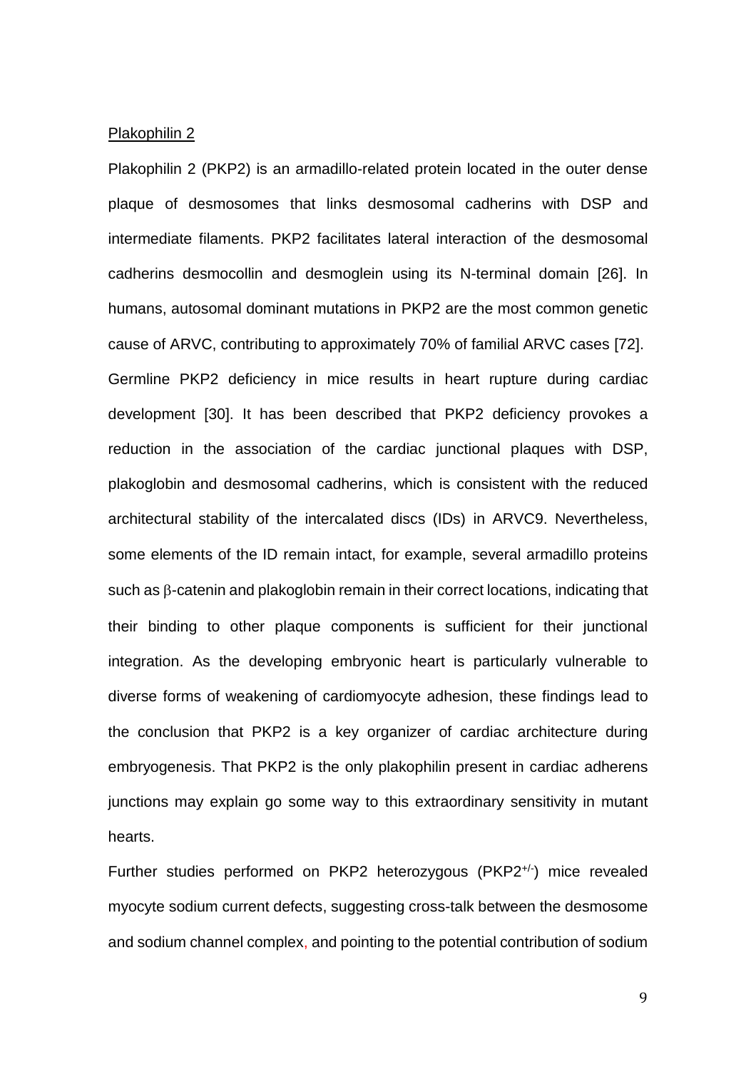Plakophilin 2

Plakophilin 2 (PKP2) is an armadillo-related protein located in the outer dense plaque of desmosomes that links desmosomal cadherins with DSP and intermediate filaments. PKP2 facilitates lateral interaction of the desmosomal cadherins desmocollin and desmoglein using its N-terminal domain [26]. In humans, autosomal dominant mutations in PKP2 are the most common genetic cause of ARVC, contributing to approximately 70% of familial ARVC cases [72]. Germline PKP2 deficiency in mice results in heart rupture during cardiac development [30]. It has been described that PKP2 deficiency provokes a reduction in the association of the cardiac junctional plaques with DSP, plakoglobin and desmosomal cadherins, which is consistent with the reduced architectural stability of the intercalated discs (IDs) in ARVC9. Nevertheless, some elements of the ID remain intact, for example, several armadillo proteins such as β-catenin and plakoglobin remain in their correct locations, indicating that their binding to other plaque components is sufficient for their junctional integration. As the developing embryonic heart is particularly vulnerable to diverse forms of weakening of cardiomyocyte adhesion, these findings lead to the conclusion that PKP2 is a key organizer of cardiac architecture during embryogenesis. That PKP2 is the only plakophilin present in cardiac adherens junctions may explain go some way to this extraordinary sensitivity in mutant hearts.

Further studies performed on PKP2 heterozygous ($PKP2^{+/-}$) mice revealed myocyte sodium current defects, suggesting cross-talk between the desmosome and sodium channel complex, and pointing to the potential contribution of sodium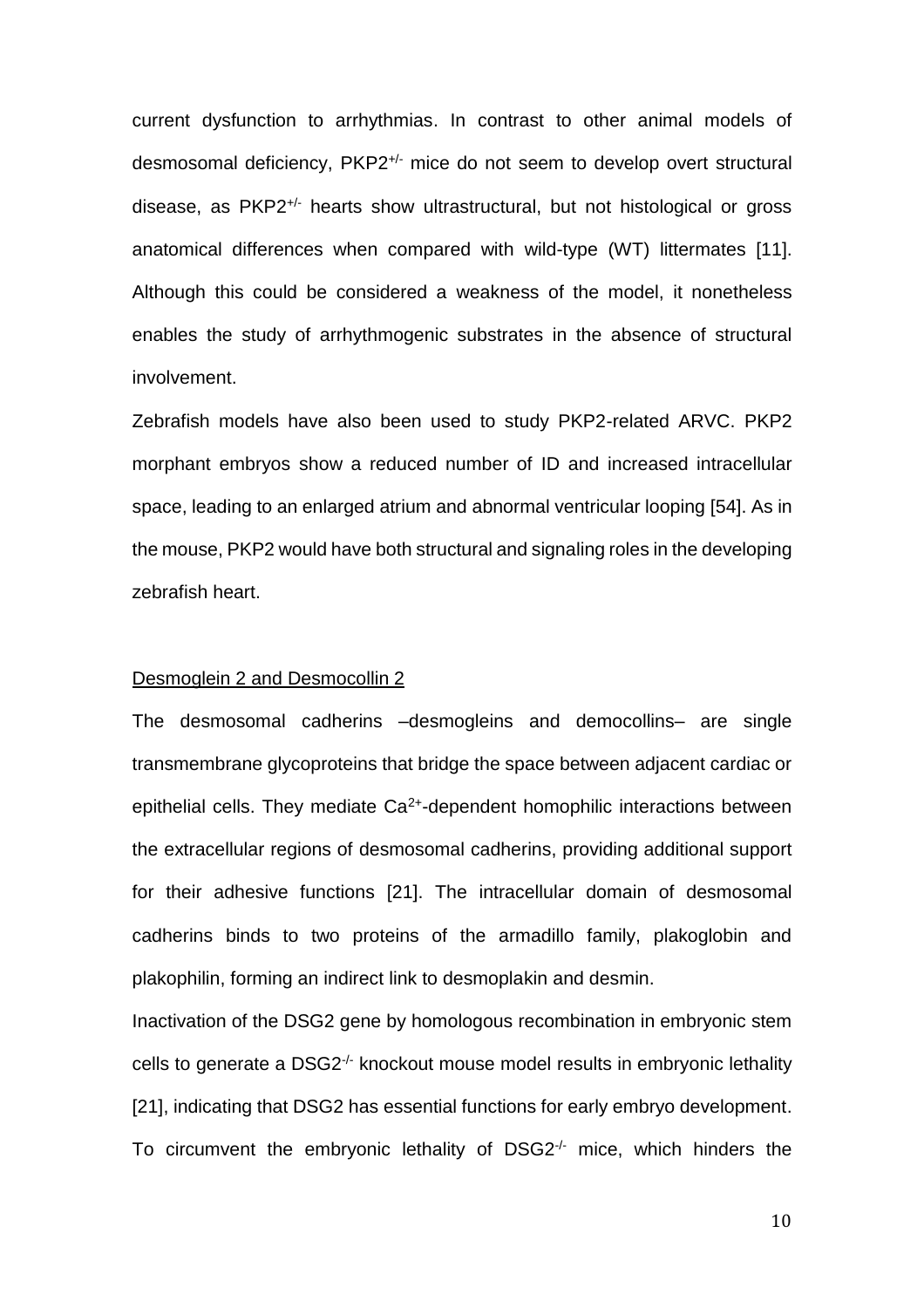current dysfunction to arrhythmias. In contrast to other animal models of desmosomal deficiency, $PKP2^{+/-}$ mice do not seem to develop overt structural disease, as $PKP2^{+/-}$ hearts show ultrastructural, but not histological or gross anatomical differences when compared with wild-type (WT) littermates [11]. Although this could be considered a weakness of the model, it nonetheless enables the study of arrhythmogenic substrates in the absence of structural involvement.

Zebrafish models have also been used to study PKP2-related ARVC. PKP2 morphant embryos show a reduced number of ID and increased intracellular space, leading to an enlarged atrium and abnormal ventricular looping [54]. As in the mouse, PKP2 would have both structural and signaling roles in the developing zebrafish heart.

Desmoglein 2 and Desmocollin 2

The desmosomal cadherins –desmogleins and democollins– are single transmembrane glycoproteins that bridge the space between adjacent cardiac or epithelial cells. They mediate $Ca^{2+}$-dependent homophilic interactions between the extracellular regions of desmosomal cadherins, providing additional support for their adhesive functions [21]. The intracellular domain of desmosomal cadherins binds to two proteins of the armadillo family, plakoglobin and plakophilin, forming an indirect link to desmoplakin and desmin.

Inactivation of the DSG2 gene by homologous recombination in embryonic stem cells to generate a $DSG2^{-/-}$ knockout mouse model results in embryonic lethality [21], indicating that DSG2 has essential functions for early embryo development. To circumvent the embryonic lethality of $DSG2^{-/-}$ mice, which hinders the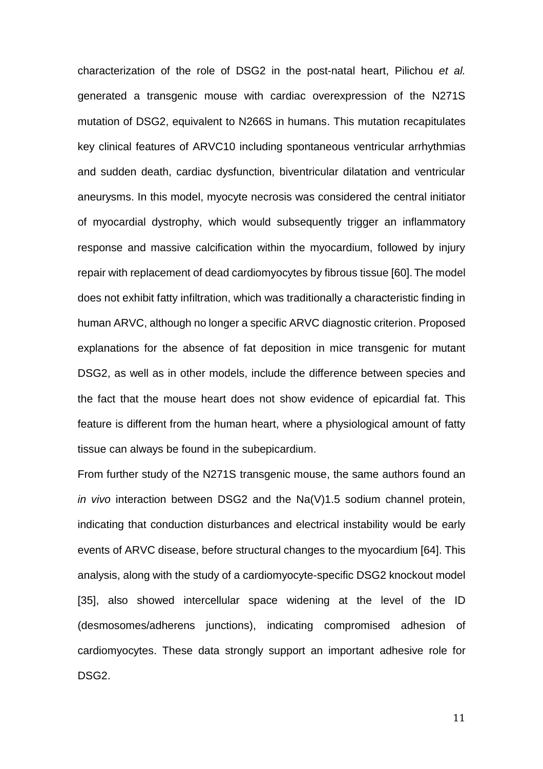characterization of the role of DSG2 in the post-natal heart, Pilichou *et al.* generated a transgenic mouse with cardiac overexpression of the N271S mutation of DSG2, equivalent to N266S in humans. This mutation recapitulates key clinical features of ARVC10 including spontaneous ventricular arrhythmias and sudden death, cardiac dysfunction, biventricular dilatation and ventricular aneurysms. In this model, myocyte necrosis was considered the central initiator of myocardial dystrophy, which would subsequently trigger an inflammatory response and massive calcification within the myocardium, followed by injury repair with replacement of dead cardiomyocytes by fibrous tissue [60]. The model does not exhibit fatty infiltration, which was traditionally a characteristic finding in human ARVC, although no longer a specific ARVC diagnostic criterion. Proposed explanations for the absence of fat deposition in mice transgenic for mutant DSG2, as well as in other models, include the difference between species and the fact that the mouse heart does not show evidence of epicardial fat. This feature is different from the human heart, where a physiological amount of fatty tissue can always be found in the subepicardium.

From further study of the N271S transgenic mouse, the same authors found an *in vivo* interaction between DSG2 and the Na(V)1.5 sodium channel protein, indicating that conduction disturbances and electrical instability would be early events of ARVC disease, before structural changes to the myocardium [64]. This analysis, along with the study of a cardiomyocyte-specific DSG2 knockout model [35], also showed intercellular space widening at the level of the ID (desmosomes/adherens junctions), indicating compromised adhesion of cardiomyocytes. These data strongly support an important adhesive role for DSG2.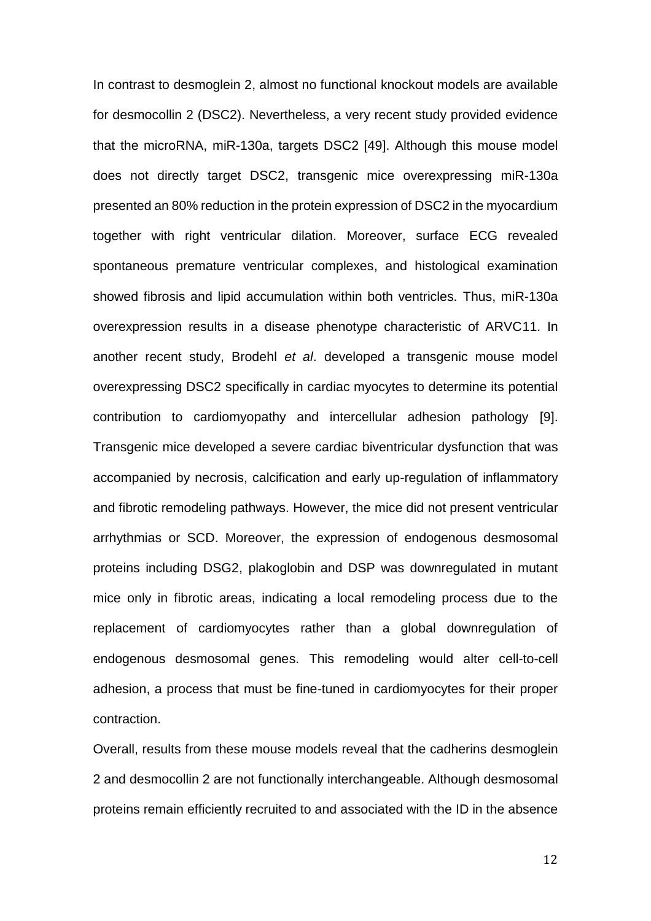In contrast to desmoglein 2, almost no functional knockout models are available for desmocollin 2 (DSC2). Nevertheless, a very recent study provided evidence that the microRNA, miR-130a, targets DSC2 [49]. Although this mouse model does not directly target DSC2, transgenic mice overexpressing miR-130a presented an 80% reduction in the protein expression of DSC2 in the myocardium together with right ventricular dilation. Moreover, surface ECG revealed spontaneous premature ventricular complexes, and histological examination showed fibrosis and lipid accumulation within both ventricles. Thus, miR-130a overexpression results in a disease phenotype characteristic of ARVC11. In another recent study, Brodehl *et al*. developed a transgenic mouse model overexpressing DSC2 specifically in cardiac myocytes to determine its potential contribution to cardiomyopathy and intercellular adhesion pathology [9]. Transgenic mice developed a severe cardiac biventricular dysfunction that was accompanied by necrosis, calcification and early up-regulation of inflammatory and fibrotic remodeling pathways. However, the mice did not present ventricular arrhythmias or SCD. Moreover, the expression of endogenous desmosomal proteins including DSG2, plakoglobin and DSP was downregulated in mutant mice only in fibrotic areas, indicating a local remodeling process due to the replacement of cardiomyocytes rather than a global downregulation of endogenous desmosomal genes. This remodeling would alter cell-to-cell adhesion, a process that must be fine-tuned in cardiomyocytes for their proper contraction.

Overall, results from these mouse models reveal that the cadherins desmoglein 2 and desmocollin 2 are not functionally interchangeable. Although desmosomal proteins remain efficiently recruited to and associated with the ID in the absence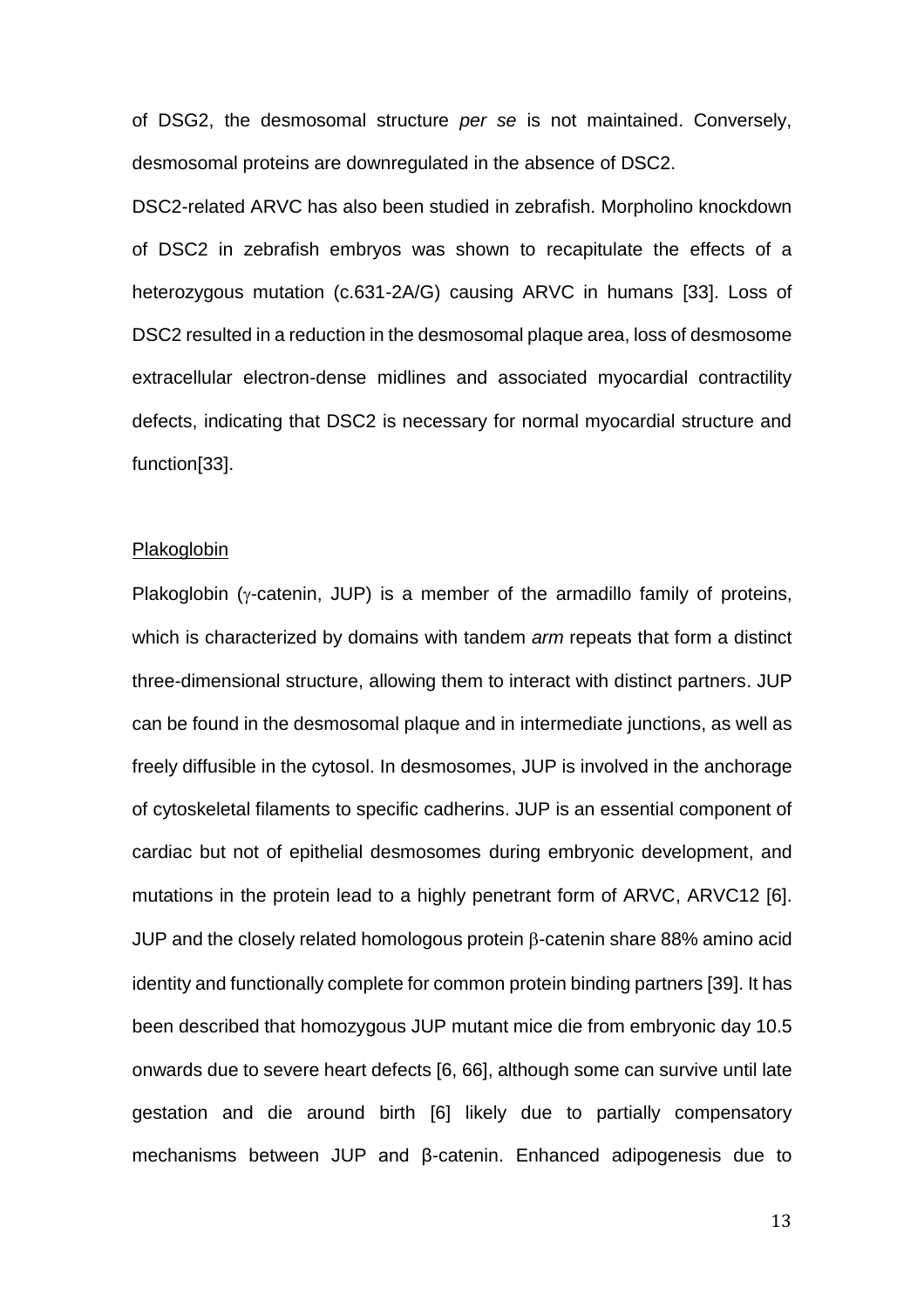of DSG2, the desmosomal structure *per se* is not maintained. Conversely, desmosomal proteins are downregulated in the absence of DSC2.

DSC2-related ARVC has also been studied in zebrafish. Morpholino knockdown of DSC2 in zebrafish embryos was shown to recapitulate the effects of a heterozygous mutation (c.631-2A/G) causing ARVC in humans [33]. Loss of DSC2 resulted in a reduction in the desmosomal plaque area, loss of desmosome extracellular electron-dense midlines and associated myocardial contractility defects, indicating that DSC2 is necessary for normal myocardial structure and function[33].

### Plakoglobin

Plakoglobin (γ-catenin, JUP) is a member of the armadillo family of proteins, which is characterized by domains with tandem *arm* repeats that form a distinct three-dimensional structure, allowing them to interact with distinct partners. JUP can be found in the desmosomal plaque and in intermediate junctions, as well as freely diffusible in the cytosol. In desmosomes, JUP is involved in the anchorage of cytoskeletal filaments to specific cadherins. JUP is an essential component of cardiac but not of epithelial desmosomes during embryonic development, and mutations in the protein lead to a highly penetrant form of ARVC, ARVC12 [6]. JUP and the closely related homologous protein β-catenin share 88% amino acid identity and functionally complete for common protein binding partners [39]. It has been described that homozygous JUP mutant mice die from embryonic day 10.5 onwards due to severe heart defects [6, 66], although some can survive until late gestation and die around birth [6] likely due to partially compensatory mechanisms between JUP and β-catenin. Enhanced adipogenesis due to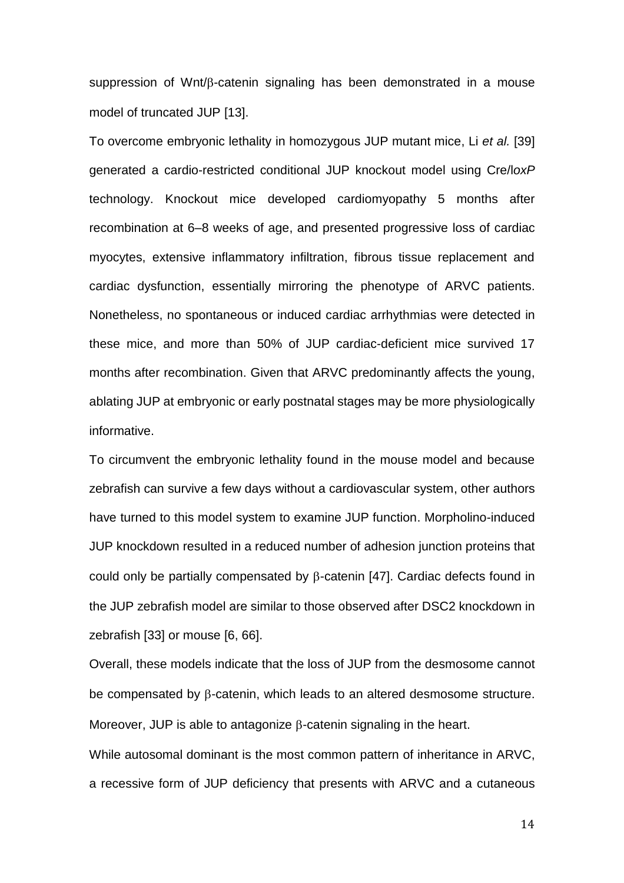suppression of Wnt/β-catenin signaling has been demonstrated in a mouse model of truncated JUP [13].

To overcome embryonic lethality in homozygous JUP mutant mice, Li *et al.* [39] generated a cardio-restricted conditional JUP knockout model using Cre/*loxP* technology. Knockout mice developed cardiomyopathy 5 months after recombination at 6–8 weeks of age, and presented progressive loss of cardiac myocytes, extensive inflammatory infiltration, fibrous tissue replacement and cardiac dysfunction, essentially mirroring the phenotype of ARVC patients. Nonetheless, no spontaneous or induced cardiac arrhythmias were detected in these mice, and more than 50% of JUP cardiac-deficient mice survived 17 months after recombination. Given that ARVC predominantly affects the young, ablating JUP at embryonic or early postnatal stages may be more physiologically informative.

To circumvent the embryonic lethality found in the mouse model and because zebrafish can survive a few days without a cardiovascular system, other authors have turned to this model system to examine JUP function. Morpholino-induced JUP knockdown resulted in a reduced number of adhesion junction proteins that could only be partially compensated by β-catenin [47]. Cardiac defects found in the JUP zebrafish model are similar to those observed after DSC2 knockdown in zebrafish [33] or mouse [6, 66].

Overall, these models indicate that the loss of JUP from the desmosome cannot be compensated by β-catenin, which leads to an altered desmosome structure. Moreover, JUP is able to antagonize β-catenin signaling in the heart.

While autosomal dominant is the most common pattern of inheritance in ARVC, a recessive form of JUP deficiency that presents with ARVC and a cutaneous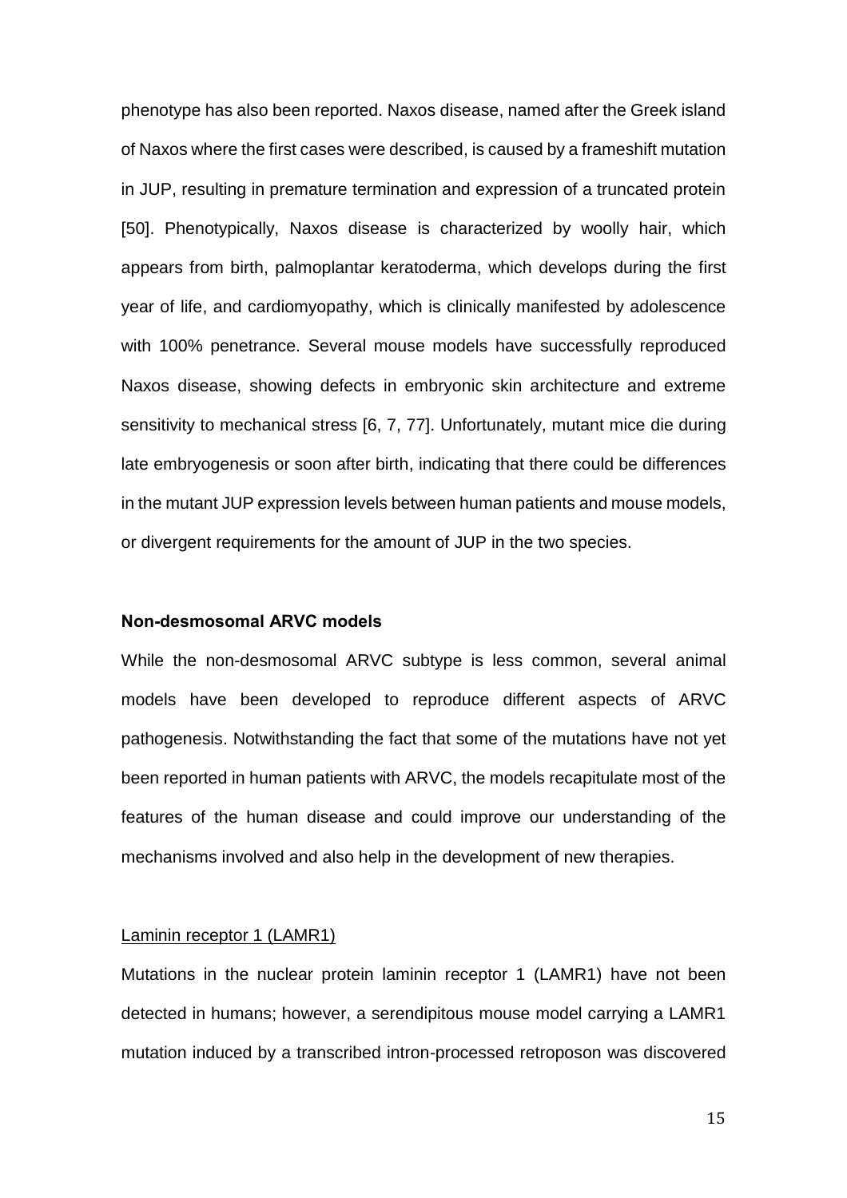phenotype has also been reported. Naxos disease, named after the Greek island of Naxos where the first cases were described, is caused by a frameshift mutation in JUP, resulting in premature termination and expression of a truncated protein [50]. Phenotypically, Naxos disease is characterized by woolly hair, which appears from birth, palmoplantar keratoderma, which develops during the first year of life, and cardiomyopathy, which is clinically manifested by adolescence with 100% penetrance. Several mouse models have successfully reproduced Naxos disease, showing defects in embryonic skin architecture and extreme sensitivity to mechanical stress [6, 7, 77]. Unfortunately, mutant mice die during late embryogenesis or soon after birth, indicating that there could be differences in the mutant JUP expression levels between human patients and mouse models, or divergent requirements for the amount of JUP in the two species.

### Non-desmosomal ARVC models

While the non-desmosomal ARVC subtype is less common, several animal models have been developed to reproduce different aspects of ARVC pathogenesis. Notwithstanding the fact that some of the mutations have not yet been reported in human patients with ARVC, the models recapitulate most of the features of the human disease and could improve our understanding of the mechanisms involved and also help in the development of new therapies.

#### Laminin receptor 1 (LAMR1)

Mutations in the nuclear protein laminin receptor 1 (LAMR1) have not been detected in humans; however, a serendipitous mouse model carrying a LAMR1 mutation induced by a transcribed intron-processed retroposon was discovered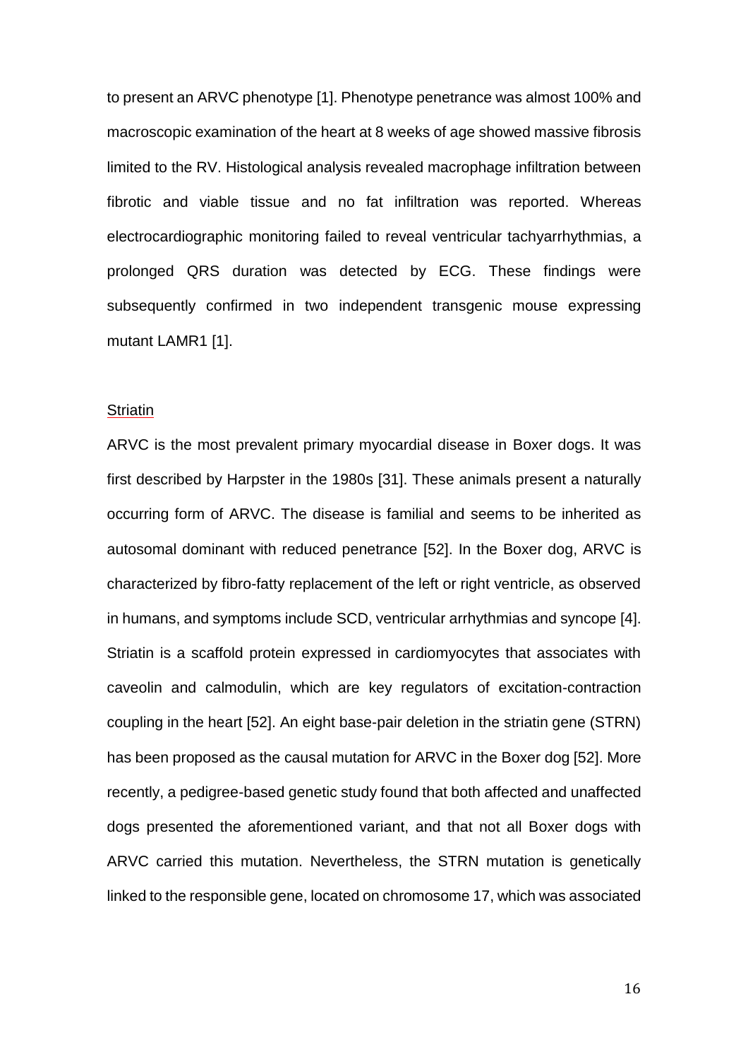to present an ARVC phenotype [1]. Phenotype penetrance was almost 100% and macroscopic examination of the heart at 8 weeks of age showed massive fibrosis limited to the RV. Histological analysis revealed macrophage infiltration between fibrotic and viable tissue and no fat infiltration was reported. Whereas electrocardiographic monitoring failed to reveal ventricular tachyarrhythmias, a prolonged QRS duration was detected by ECG. These findings were subsequently confirmed in two independent transgenic mouse expressing mutant LAMR1 [1].

Striatin

ARVC is the most prevalent primary myocardial disease in Boxer dogs. It was first described by Harpster in the 1980s [31]. These animals present a naturally occurring form of ARVC. The disease is familial and seems to be inherited as autosomal dominant with reduced penetrance [52]. In the Boxer dog, ARVC is characterized by fibro-fatty replacement of the left or right ventricle, as observed in humans, and symptoms include SCD, ventricular arrhythmias and syncope [4]. Striatin is a scaffold protein expressed in cardiomyocytes that associates with caveolin and calmodulin, which are key regulators of excitation-contraction coupling in the heart [52]. An eight base-pair deletion in the striatin gene (STRN) has been proposed as the causal mutation for ARVC in the Boxer dog [52]. More recently, a pedigree-based genetic study found that both affected and unaffected dogs presented the aforementioned variant, and that not all Boxer dogs with ARVC carried this mutation. Nevertheless, the STRN mutation is genetically linked to the responsible gene, located on chromosome 17, which was associated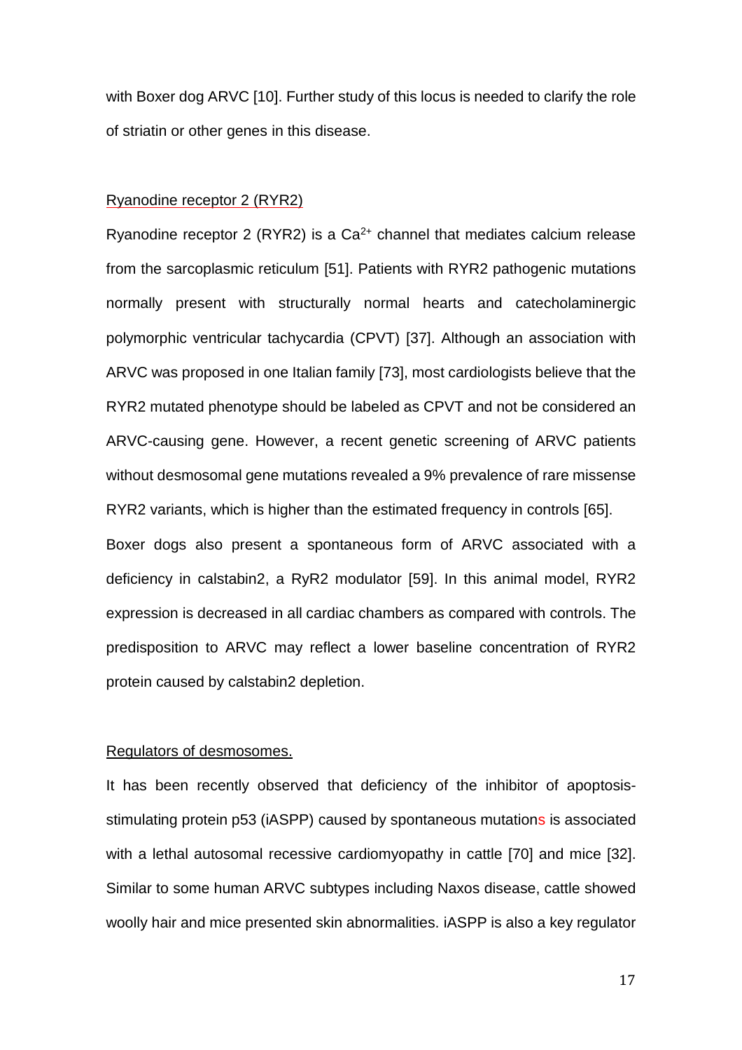with Boxer dog ARVC [10]. Further study of this locus is needed to clarify the role of striatin or other genes in this disease.

Ryanodine receptor 2 (RYR2)

Ryanodine receptor 2 (RYR2) is a $Ca^{2+}$ channel that mediates calcium release from the sarcoplasmic reticulum [51]. Patients with RYR2 pathogenic mutations normally present with structurally normal hearts and catecholaminergic polymorphic ventricular tachycardia (CPVT) [37]. Although an association with ARVC was proposed in one Italian family [73], most cardiologists believe that the RYR2 mutated phenotype should be labeled as CPVT and not be considered an ARVC-causing gene. However, a recent genetic screening of ARVC patients without desmosomal gene mutations revealed a 9% prevalence of rare missense RYR2 variants, which is higher than the estimated frequency in controls [65].

Boxer dogs also present a spontaneous form of ARVC associated with a deficiency in calstabin2, a RyR2 modulator [59]. In this animal model, RYR2 expression is decreased in all cardiac chambers as compared with controls. The predisposition to ARVC may reflect a lower baseline concentration of RYR2 protein caused by calstabin2 depletion.

Regulators of desmosomes.

It has been recently observed that deficiency of the inhibitor of apoptosis-stimulating protein p53 (iASPP) caused by spontaneous mutations is associated with a lethal autosomal recessive cardiomyopathy in cattle [70] and mice [32]. Similar to some human ARVC subtypes including Naxos disease, cattle showed woolly hair and mice presented skin abnormalities. iASPP is also a key regulator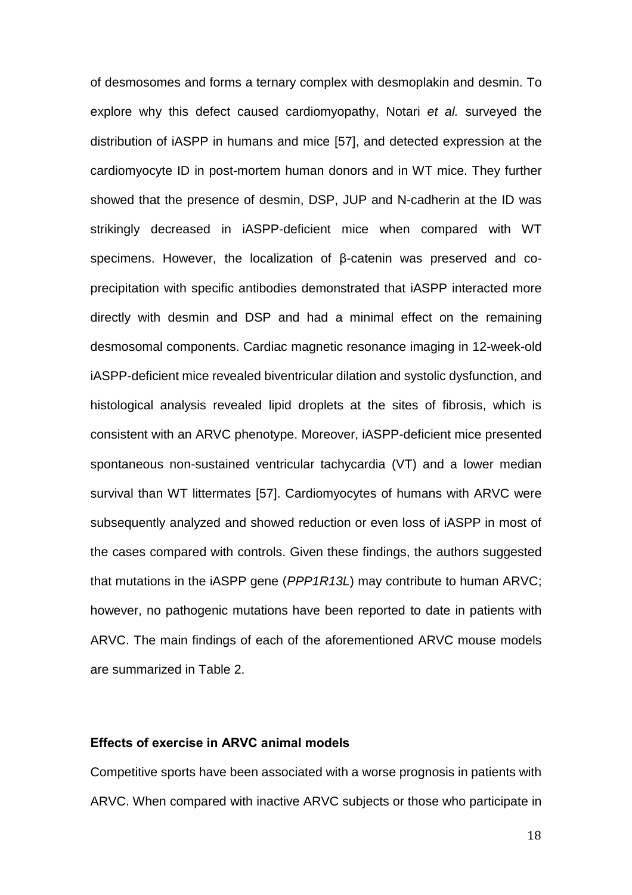of desmosomes and forms a ternary complex with desmoplakin and desmin. To explore why this defect caused cardiomyopathy, Notari *et al.* surveyed the distribution of iASPP in humans and mice [57], and detected expression at the cardiomyocyte ID in post-mortem human donors and in WT mice. They further showed that the presence of desmin, DSP, JUP and N-cadherin at the ID was strikingly decreased in iASPP-deficient mice when compared with WT specimens. However, the localization of β-catenin was preserved and co-precipitation with specific antibodies demonstrated that iASPP interacted more directly with desmin and DSP and had a minimal effect on the remaining desmosomal components. Cardiac magnetic resonance imaging in 12-week-old iASPP-deficient mice revealed biventricular dilation and systolic dysfunction, and histological analysis revealed lipid droplets at the sites of fibrosis, which is consistent with an ARVC phenotype. Moreover, iASPP-deficient mice presented spontaneous non-sustained ventricular tachycardia (VT) and a lower median survival than WT littermates [57]. Cardiomyocytes of humans with ARVC were subsequently analyzed and showed reduction or even loss of iASPP in most of the cases compared with controls. Given these findings, the authors suggested that mutations in the iASPP gene (*PPP1R13L*) may contribute to human ARVC; however, no pathogenic mutations have been reported to date in patients with ARVC. The main findings of each of the aforementioned ARVC mouse models are summarized in Table 2.

**Effects of exercise in ARVC animal models**

Competitive sports have been associated with a worse prognosis in patients with ARVC. When compared with inactive ARVC subjects or those who participate in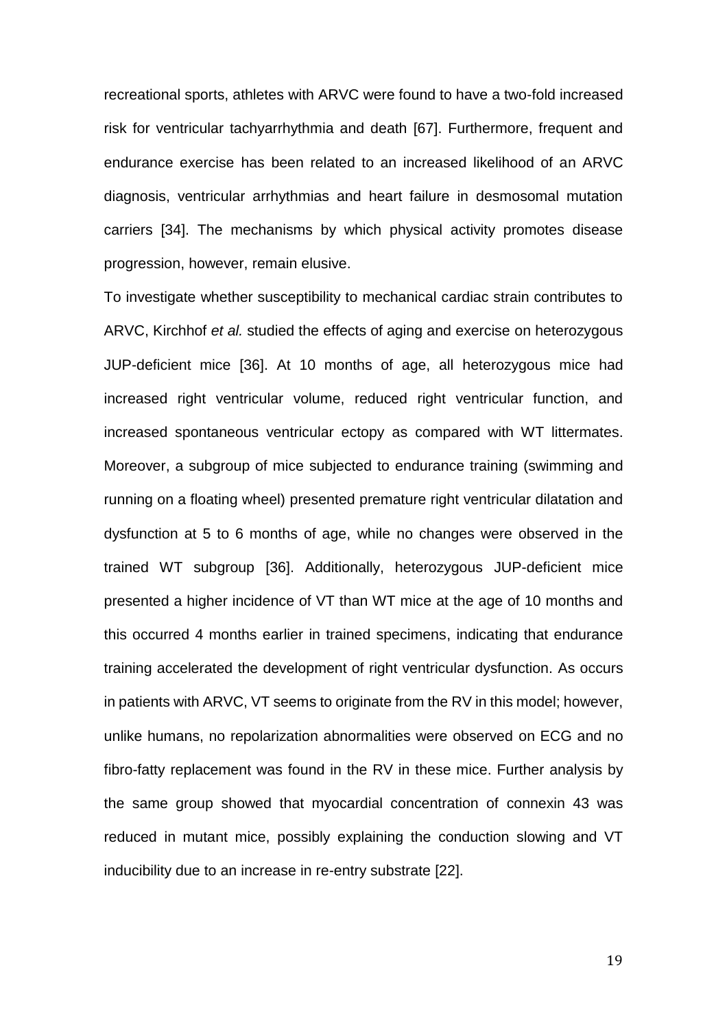recreational sports, athletes with ARVC were found to have a two-fold increased risk for ventricular tachyarrhythmia and death [67]. Furthermore, frequent and endurance exercise has been related to an increased likelihood of an ARVC diagnosis, ventricular arrhythmias and heart failure in desmosomal mutation carriers [34]. The mechanisms by which physical activity promotes disease progression, however, remain elusive.

To investigate whether susceptibility to mechanical cardiac strain contributes to ARVC, Kirchhof *et al.* studied the effects of aging and exercise on heterozygous JUP-deficient mice [36]. At 10 months of age, all heterozygous mice had increased right ventricular volume, reduced right ventricular function, and increased spontaneous ventricular ectopy as compared with WT littermates. Moreover, a subgroup of mice subjected to endurance training (swimming and running on a floating wheel) presented premature right ventricular dilatation and dysfunction at 5 to 6 months of age, while no changes were observed in the trained WT subgroup [36]. Additionally, heterozygous JUP-deficient mice presented a higher incidence of VT than WT mice at the age of 10 months and this occurred 4 months earlier in trained specimens, indicating that endurance training accelerated the development of right ventricular dysfunction. As occurs in patients with ARVC, VT seems to originate from the RV in this model; however, unlike humans, no repolarization abnormalities were observed on ECG and no fibro-fatty replacement was found in the RV in these mice. Further analysis by the same group showed that myocardial concentration of connexin 43 was reduced in mutant mice, possibly explaining the conduction slowing and VT inducibility due to an increase in re-entry substrate [22].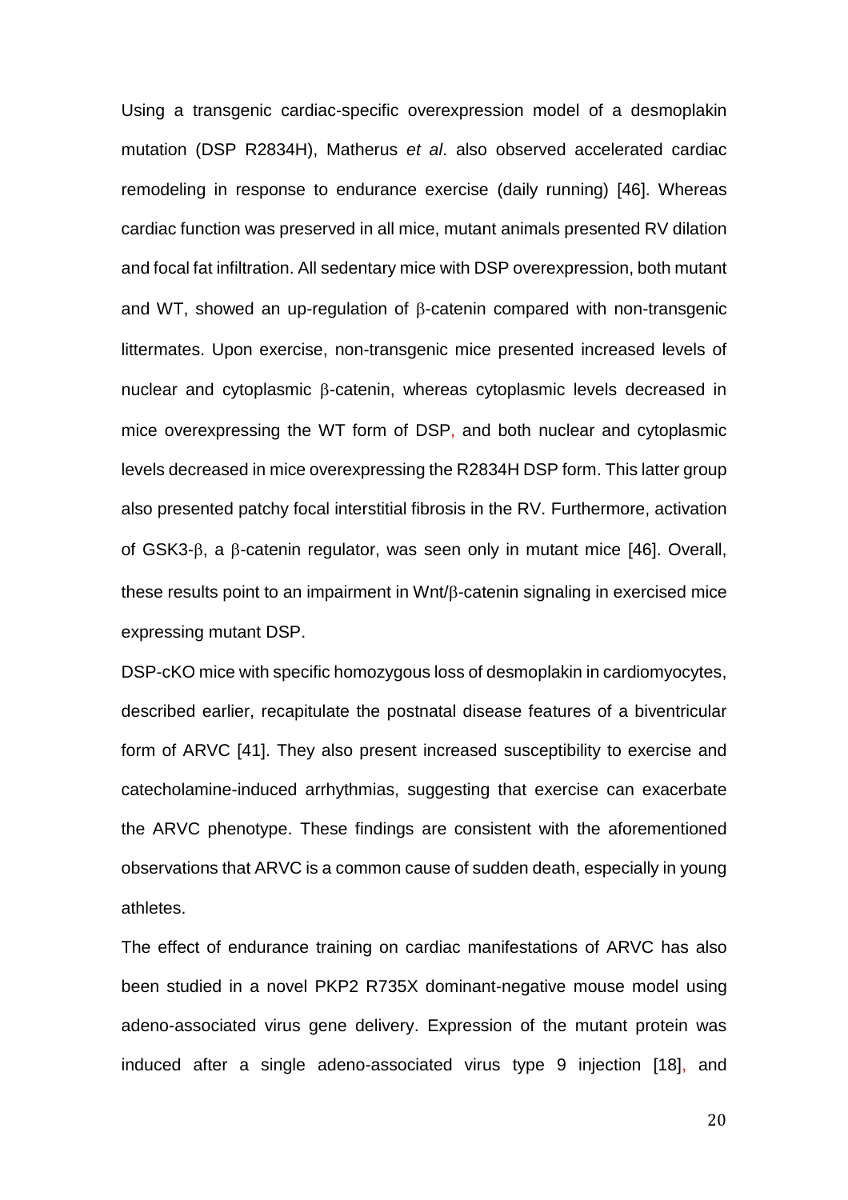Using a transgenic cardiac-specific overexpression model of a desmoplakin mutation (DSP R2834H), Matherus *et al*. also observed accelerated cardiac remodeling in response to endurance exercise (daily running) [46]. Whereas cardiac function was preserved in all mice, mutant animals presented RV dilation and focal fat infiltration. All sedentary mice with DSP overexpression, both mutant and WT, showed an up-regulation of β-catenin compared with non-transgenic littermates. Upon exercise, non-transgenic mice presented increased levels of nuclear and cytoplasmic β-catenin, whereas cytoplasmic levels decreased in mice overexpressing the WT form of DSP, and both nuclear and cytoplasmic levels decreased in mice overexpressing the R2834H DSP form. This latter group also presented patchy focal interstitial fibrosis in the RV. Furthermore, activation of GSK3-β, a β-catenin regulator, was seen only in mutant mice [46]. Overall, these results point to an impairment in Wnt/β-catenin signaling in exercised mice expressing mutant DSP.

DSP-cKO mice with specific homozygous loss of desmoplakin in cardiomyocytes, described earlier, recapitulate the postnatal disease features of a biventricular form of ARVC [41]. They also present increased susceptibility to exercise and catecholamine-induced arrhythmias, suggesting that exercise can exacerbate the ARVC phenotype. These findings are consistent with the aforementioned observations that ARVC is a common cause of sudden death, especially in young athletes.

The effect of endurance training on cardiac manifestations of ARVC has also been studied in a novel PKP2 R735X dominant-negative mouse model using adeno-associated virus gene delivery. Expression of the mutant protein was induced after a single adeno-associated virus type 9 injection [18], and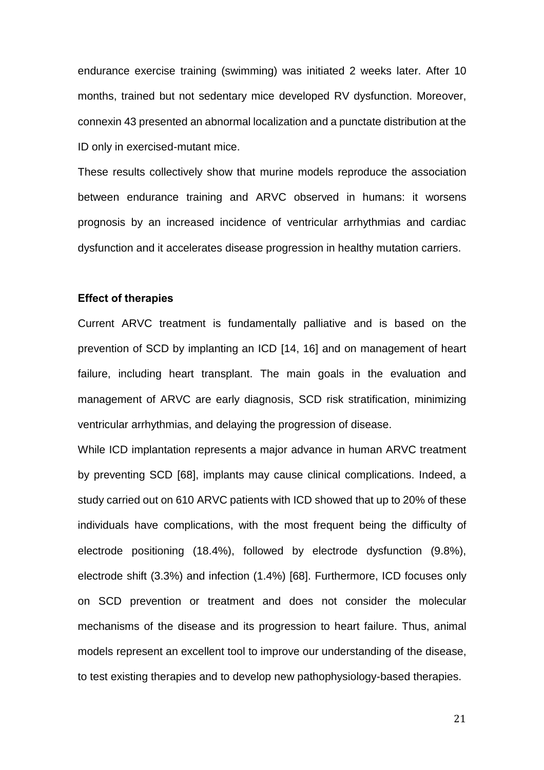endurance exercise training (swimming) was initiated 2 weeks later. After 10 months, trained but not sedentary mice developed RV dysfunction. Moreover, connexin 43 presented an abnormal localization and a punctate distribution at the ID only in exercised-mutant mice.

These results collectively show that murine models reproduce the association between endurance training and ARVC observed in humans: it worsens prognosis by an increased incidence of ventricular arrhythmias and cardiac dysfunction and it accelerates disease progression in healthy mutation carriers.

**Effect of therapies**

Current ARVC treatment is fundamentally palliative and is based on the prevention of SCD by implanting an ICD [14, 16] and on management of heart failure, including heart transplant. The main goals in the evaluation and management of ARVC are early diagnosis, SCD risk stratification, minimizing ventricular arrhythmias, and delaying the progression of disease.

While ICD implantation represents a major advance in human ARVC treatment by preventing SCD [68], implants may cause clinical complications. Indeed, a study carried out on 610 ARVC patients with ICD showed that up to 20% of these individuals have complications, with the most frequent being the difficulty of electrode positioning (18.4%), followed by electrode dysfunction (9.8%), electrode shift (3.3%) and infection (1.4%) [68]. Furthermore, ICD focuses only on SCD prevention or treatment and does not consider the molecular mechanisms of the disease and its progression to heart failure. Thus, animal models represent an excellent tool to improve our understanding of the disease, to test existing therapies and to develop new pathophysiology-based therapies.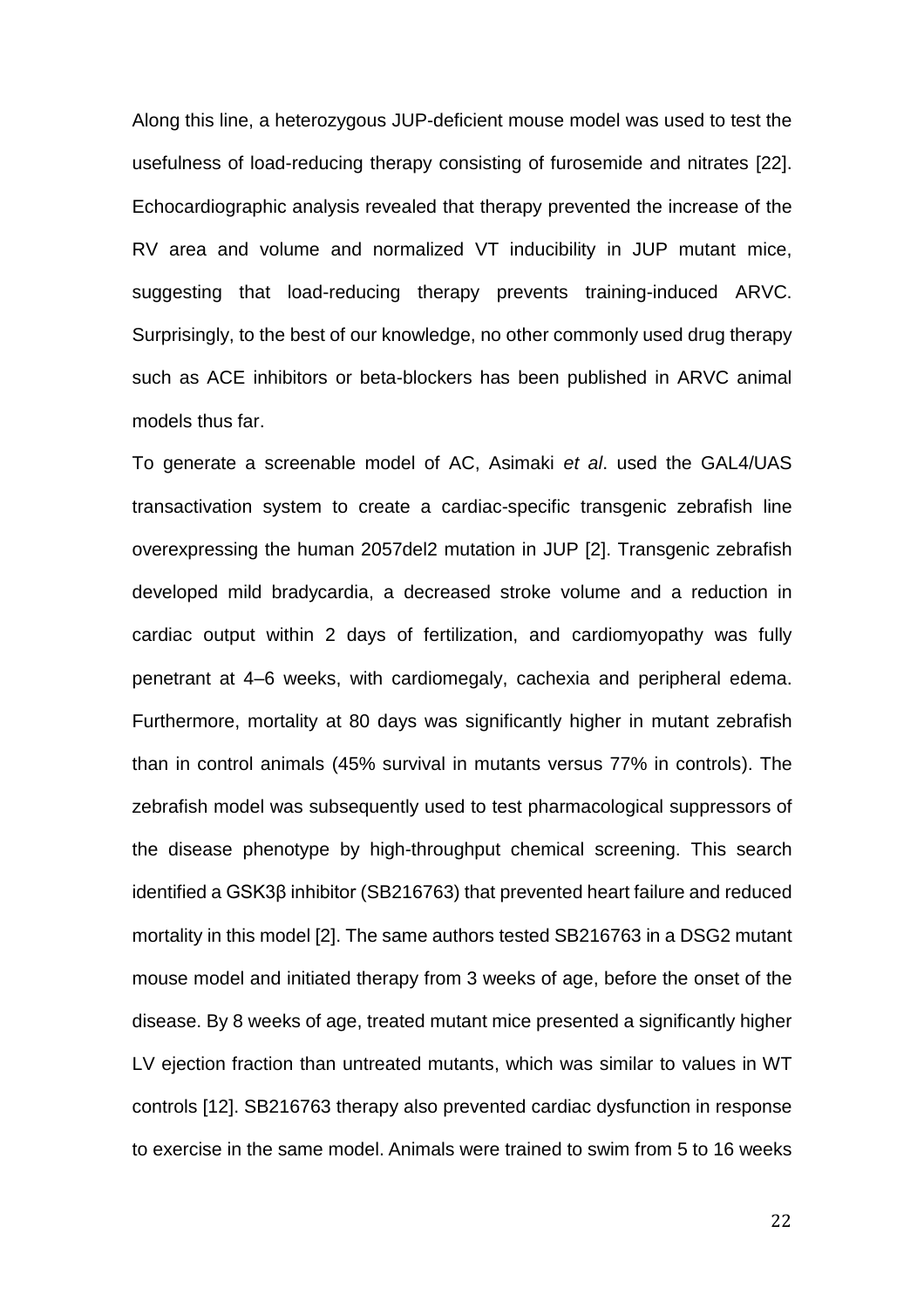Along this line, a heterozygous JUP-deficient mouse model was used to test the usefulness of load-reducing therapy consisting of furosemide and nitrates [22]. Echocardiographic analysis revealed that therapy prevented the increase of the RV area and volume and normalized VT inducibility in JUP mutant mice, suggesting that load-reducing therapy prevents training-induced ARVC. Surprisingly, to the best of our knowledge, no other commonly used drug therapy such as ACE inhibitors or beta-blockers has been published in ARVC animal models thus far.

To generate a screenable model of AC, Asimaki *et al*. used the GAL4/UAS transactivation system to create a cardiac-specific transgenic zebrafish line overexpressing the human 2057del2 mutation in JUP [2]. Transgenic zebrafish developed mild bradycardia, a decreased stroke volume and a reduction in cardiac output within 2 days of fertilization, and cardiomyopathy was fully penetrant at 4–6 weeks, with cardiomegaly, cachexia and peripheral edema. Furthermore, mortality at 80 days was significantly higher in mutant zebrafish than in control animals (45% survival in mutants versus 77% in controls). The zebrafish model was subsequently used to test pharmacological suppressors of the disease phenotype by high-throughput chemical screening. This search identified a GSK3β inhibitor (SB216763) that prevented heart failure and reduced mortality in this model [2]. The same authors tested SB216763 in a DSG2 mutant mouse model and initiated therapy from 3 weeks of age, before the onset of the disease. By 8 weeks of age, treated mutant mice presented a significantly higher LV ejection fraction than untreated mutants, which was similar to values in WT controls [12]. SB216763 therapy also prevented cardiac dysfunction in response to exercise in the same model. Animals were trained to swim from 5 to 16 weeks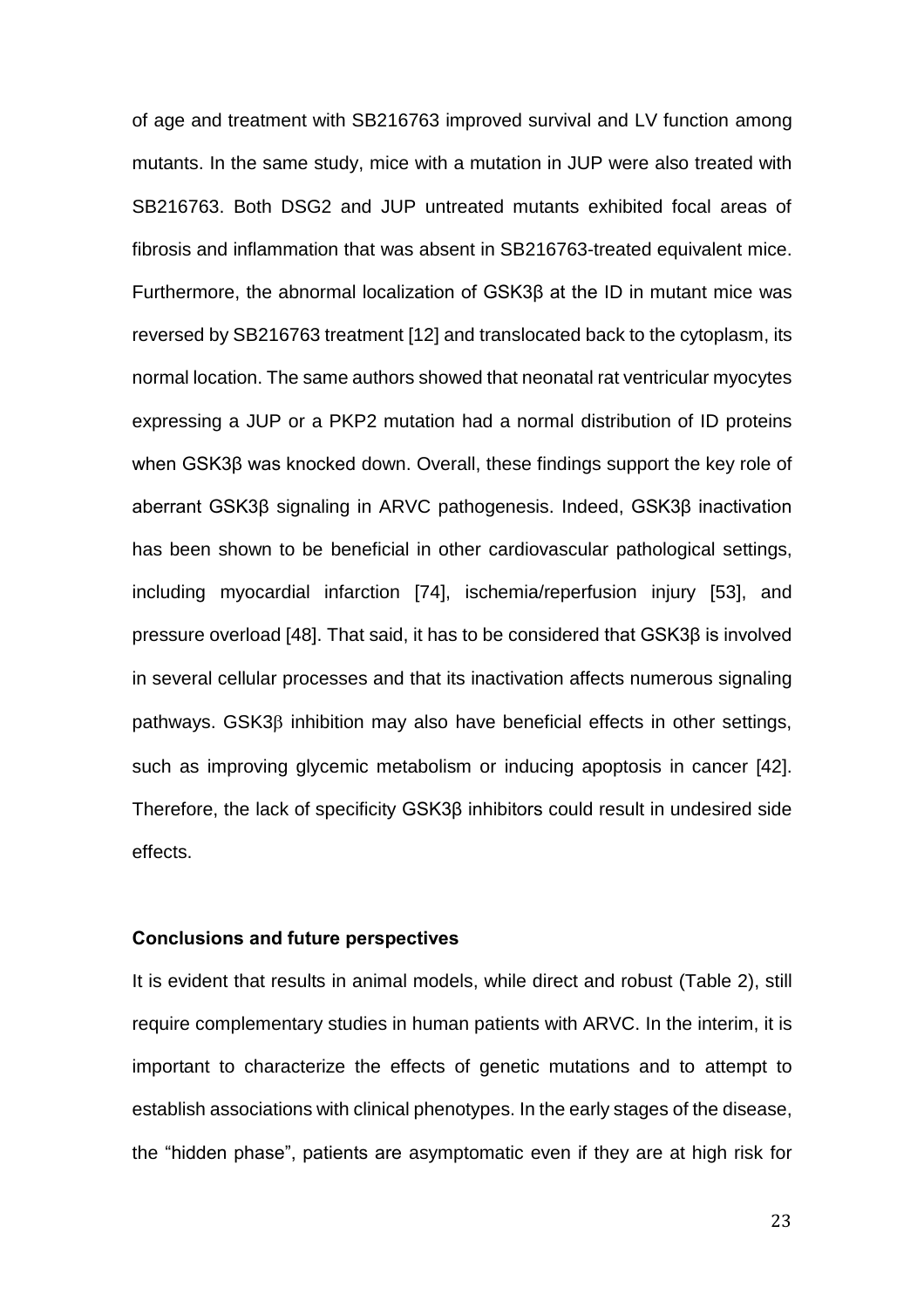of age and treatment with SB216763 improved survival and LV function among mutants. In the same study, mice with a mutation in JUP were also treated with SB216763. Both DSG2 and JUP untreated mutants exhibited focal areas of fibrosis and inflammation that was absent in SB216763-treated equivalent mice. Furthermore, the abnormal localization of GSK3β at the ID in mutant mice was reversed by SB216763 treatment [12] and translocated back to the cytoplasm, its normal location. The same authors showed that neonatal rat ventricular myocytes expressing a JUP or a PKP2 mutation had a normal distribution of ID proteins when GSK3β was knocked down. Overall, these findings support the key role of aberrant GSK3β signaling in ARVC pathogenesis. Indeed, GSK3β inactivation has been shown to be beneficial in other cardiovascular pathological settings, including myocardial infarction [74], ischemia/reperfusion injury [53], and pressure overload [48]. That said, it has to be considered that GSK3β is involved in several cellular processes and that its inactivation affects numerous signaling pathways. GSK3β inhibition may also have beneficial effects in other settings, such as improving glycemic metabolism or inducing apoptosis in cancer [42]. Therefore, the lack of specificity GSK3β inhibitors could result in undesired side effects.

**Conclusions and future perspectives**

It is evident that results in animal models, while direct and robust (Table 2), still require complementary studies in human patients with ARVC. In the interim, it is important to characterize the effects of genetic mutations and to attempt to establish associations with clinical phenotypes. In the early stages of the disease, the "hidden phase", patients are asymptomatic even if they are at high risk for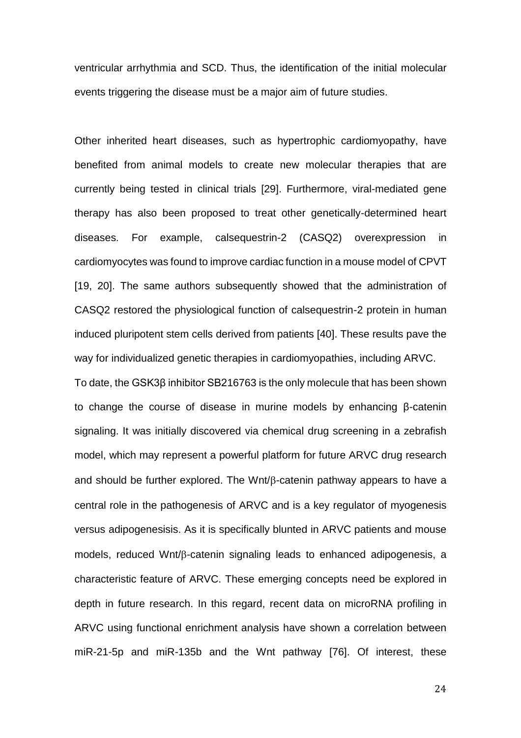ventricular arrhythmia and SCD. Thus, the identification of the initial molecular events triggering the disease must be a major aim of future studies.

Other inherited heart diseases, such as hypertrophic cardiomyopathy, have benefited from animal models to create new molecular therapies that are currently being tested in clinical trials [29]. Furthermore, viral-mediated gene therapy has also been proposed to treat other genetically-determined heart diseases. For example, calsequestrin-2 (CASQ2) overexpression in cardiomyocytes was found to improve cardiac function in a mouse model of CPVT [19, 20]. The same authors subsequently showed that the administration of CASQ2 restored the physiological function of calsequestrin-2 protein in human induced pluripotent stem cells derived from patients [40]. These results pave the way for individualized genetic therapies in cardiomyopathies, including ARVC.

To date, the GSK3β inhibitor SB216763 is the only molecule that has been shown to change the course of disease in murine models by enhancing β-catenin signaling. It was initially discovered via chemical drug screening in a zebrafish model, which may represent a powerful platform for future ARVC drug research and should be further explored. The Wnt/β-catenin pathway appears to have a central role in the pathogenesis of ARVC and is a key regulator of myogenesis versus adipogenesisis. As it is specifically blunted in ARVC patients and mouse models, reduced Wnt/β-catenin signaling leads to enhanced adipogenesis, a characteristic feature of ARVC. These emerging concepts need be explored in depth in future research. In this regard, recent data on microRNA profiling in ARVC using functional enrichment analysis have shown a correlation between miR-21-5p and miR-135b and the Wnt pathway [76]. Of interest, these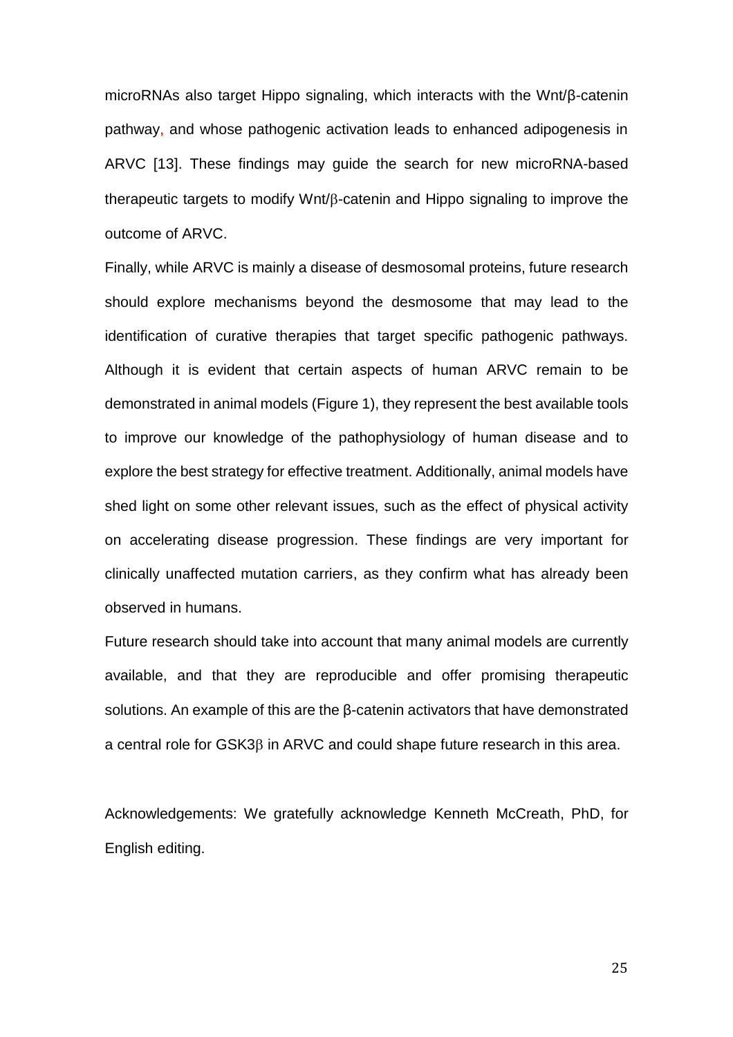microRNAs also target Hippo signaling, which interacts with the Wnt/β-catenin pathway, and whose pathogenic activation leads to enhanced adipogenesis in ARVC [13]. These findings may guide the search for new microRNA-based therapeutic targets to modify Wnt/β-catenin and Hippo signaling to improve the outcome of ARVC.

Finally, while ARVC is mainly a disease of desmosomal proteins, future research should explore mechanisms beyond the desmosome that may lead to the identification of curative therapies that target specific pathogenic pathways. Although it is evident that certain aspects of human ARVC remain to be demonstrated in animal models (Figure 1), they represent the best available tools to improve our knowledge of the pathophysiology of human disease and to explore the best strategy for effective treatment. Additionally, animal models have shed light on some other relevant issues, such as the effect of physical activity on accelerating disease progression. These findings are very important for clinically unaffected mutation carriers, as they confirm what has already been observed in humans.

Future research should take into account that many animal models are currently available, and that they are reproducible and offer promising therapeutic solutions. An example of this are the β-catenin activators that have demonstrated a central role for GSK3β in ARVC and could shape future research in this area.

Acknowledgements: We gratefully acknowledge Kenneth McCreath, PhD, for English editing.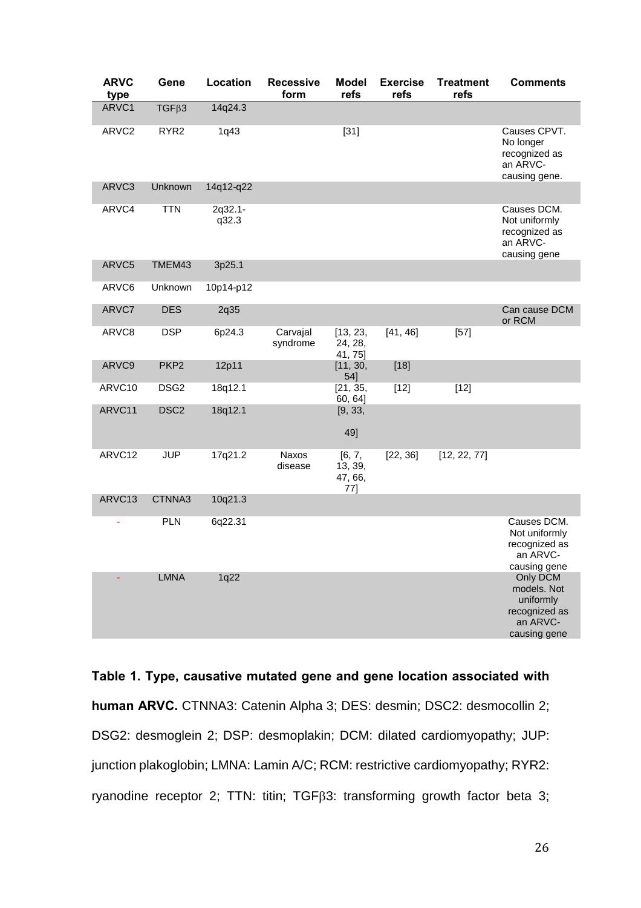| ARVC type | Gene | Location | Recessive form | Model refs | Exercise refs | Treatment refs | Comments |
|---|---|---|---|---|---|---|---|
| ARVC1 | TGFβ3 | 14q24.3 | | | | | |
| ARVC2 | RYR2 | 1q43 | | [31] | | | Causes CPVT. No longer recognized as an ARVC-causing gene. |
| ARVC3 | Unknown | 14q12-q22 | | | | | |
| ARVC4 | TTN | 2q32.1-q32.3 | | | | | Causes DCM. Not uniformly recognized as an ARVC-causing gene |
| ARVC5 | TMEM43 | 3p25.1 | | | | | |
| ARVC6 | Unknown | 10p14-p12 | | | | | |
| ARVC7 | DES | 2q35 | | | | | Can cause DCM or RCM |
| ARVC8 | DSP | 6p24.3 | Carvajal syndrome | [13, 23, 24, 28, 41, 75] | [41, 46] | [57] | |
| ARVC9 | PKP2 | 12p11 | | [11, 30, 54] | [18] | | |
| ARVC10 | DSG2 | 18q12.1 | | [21, 35, 60, 64] | [12] | [12] | |
| ARVC11 | DSC2 | 18q12.1 | | [9, 33, 49] | | | |
| ARVC12 | JUP | 17q21.2 | Naxos disease | [6, 7, 13, 39, 47, 66, 77] | [22, 36] | [12, 22, 77] | |
| ARVC13 | CTNNA3 | 10q21.3 | | | | | |
| - | PLN | 6q22.31 | | | | | Causes DCM. Not uniformly recognized as an ARVC-causing gene |
| - | LMNA | 1q22 | | | | | Only DCM models. Not uniformly recognized as an ARVC-causing gene |

**Table 1. Type, causative mutated gene and gene location associated with human ARVC.** CTNNA3: Catenin Alpha 3; DES: desmin; DSC2: desmocollin 2; DSG2: desmoglein 2; DSP: desmoplakin; DCM: dilated cardiomyopathy; JUP: junction plakoglobin; LMNA: Lamin A/C; RCM: restrictive cardiomyopathy; RYR2: ryanodine receptor 2; TTN: titin; TGFβ3: transforming growth factor beta 3;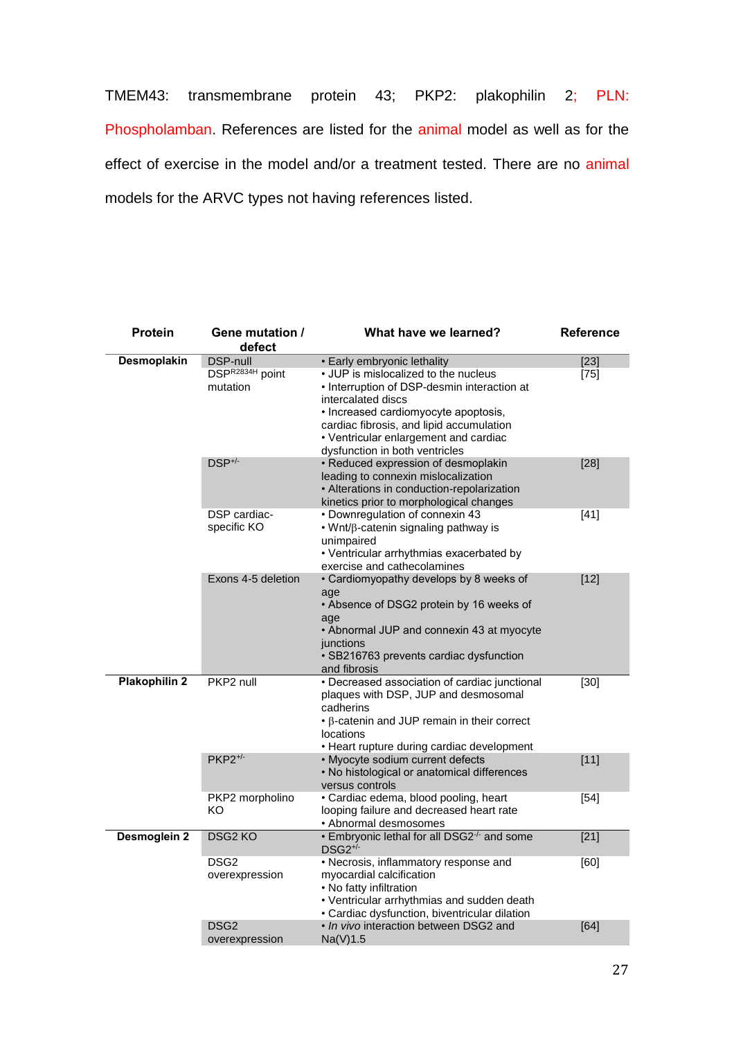TMEM43: transmembrane protein 43; PKP2: plakophilin 2; PLN: Phospholamban. References are listed for the animal model as well as for the effect of exercise in the model and/or a treatment tested. There are no animal models for the ARVC types not having references listed.

| Protein | Gene mutation / defect | What have we learned? | Reference |
|---|---|---|---|
| **Desmoplakin** | DSP-null | • Early embryonic lethality | [23] |
| | DSP$^{R2834H}$ point mutation | • JUP is mislocalized to the nucleus<br>• Interruption of DSP-desmin interaction at intercalated discs<br>• Increased cardiomyocyte apoptosis, cardiac fibrosis, and lipid accumulation<br>• Ventricular enlargement and cardiac dysfunction in both ventricles | [75] |
| | DSP$^{+/-}$ | • Reduced expression of desmoplakin leading to connexin mislocalization<br>• Alterations in conduction-repolarization kinetics prior to morphological changes | [28] |
| | DSP cardiac-specific KO | • Downregulation of connexin 43<br>• Wnt/β-catenin signaling pathway is unimpaired<br>• Ventricular arrhythmias exacerbated by exercise and cathecolamines | [41] |
| | Exons 4-5 deletion | • Cardiomyopathy develops by 8 weeks of age<br>• Absence of DSG2 protein by 16 weeks of age<br>• Abnormal JUP and connexin 43 at myocyte junctions<br>• SB216763 prevents cardiac dysfunction and fibrosis | [12] |
| **Plakophilin 2** | PKP2 null | • Decreased association of cardiac junctional plaques with DSP, JUP and desmosomal cadherins<br>• β-catenin and JUP remain in their correct locations<br>• Heart rupture during cardiac development | [30] |
| | PKP2$^{+/-}$ | • Myocyte sodium current defects<br>• No histological or anatomical differences versus controls | [11] |
| | PKP2 morpholino KO | • Cardiac edema, blood pooling, heart looping failure and decreased heart rate<br>• Abnormal desmosomes | [54] |
| **Desmoglein 2** | DSG2 KO | • Embryonic lethal for all DSG2$^{-/-}$ and some DSG2$^{+/-}$ | [21] |
| | DSG2 overexpression | • Necrosis, inflammatory response and myocardial calcification<br>• No fatty infiltration<br>• Ventricular arrhythmias and sudden death<br>• Cardiac dysfunction, biventricular dilation | [60] |
| | DSG2 overexpression | • *In vivo* interaction between DSG2 and Na(V)1.5 | [64] |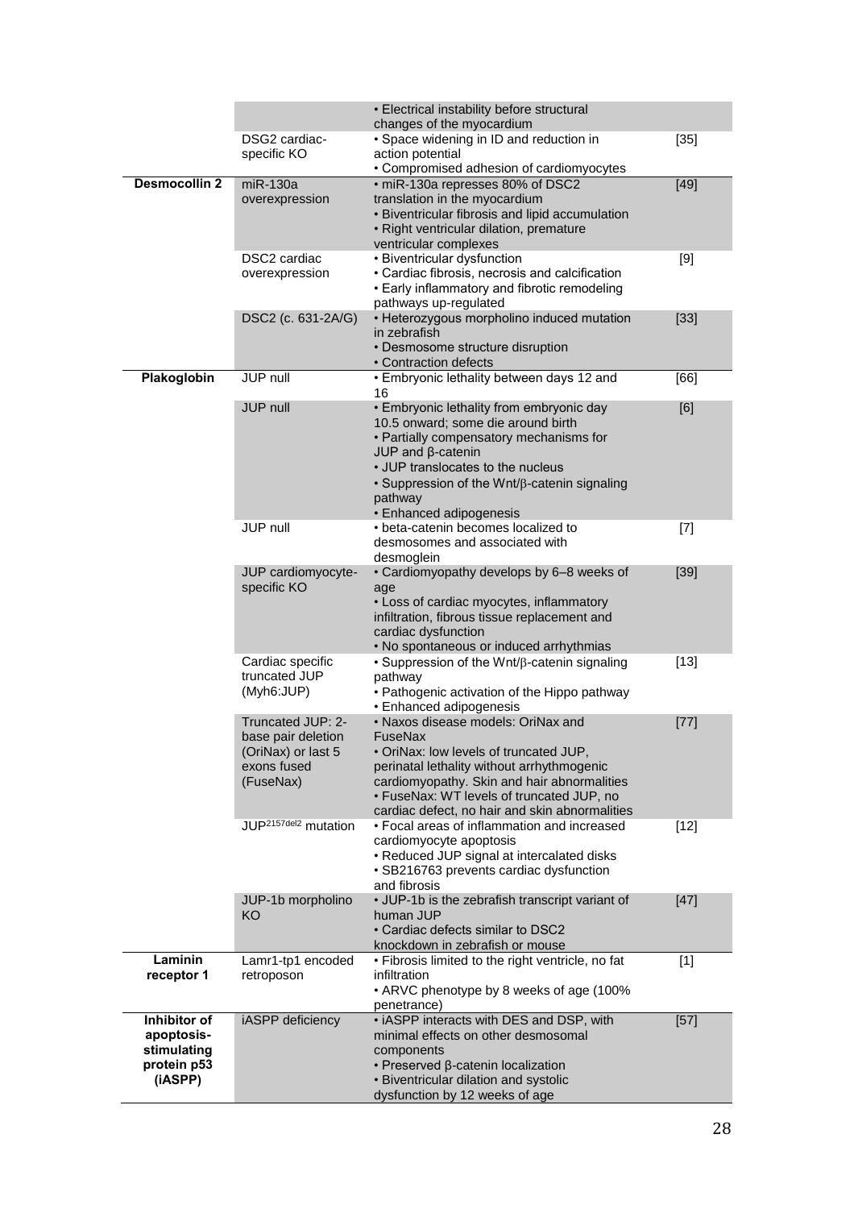| | | • Electrical instability before structural changes of the myocardium | |
|---|---|---|---|
| | DSG2 cardiac-specific KO | • Space widening in ID and reduction in action potential<br>• Compromised adhesion of cardiomyocytes | [35] |
| **Desmocollin 2** | miR-130a overexpression | • miR-130a represses 80% of DSC2 translation in the myocardium<br>• Biventricular fibrosis and lipid accumulation<br>• Right ventricular dilation, premature ventricular complexes | [49] |
| | DSC2 cardiac overexpression | • Biventricular dysfunction<br>• Cardiac fibrosis, necrosis and calcification<br>• Early inflammatory and fibrotic remodeling pathways up-regulated | [9] |
| | DSC2 (c. 631-2A/G) | • Heterozygous morpholino induced mutation in zebrafish<br>• Desmosome structure disruption<br>• Contraction defects | [33] |
| **Plakoglobin** | JUP null | • Embryonic lethality between days 12 and 16 | [66] |
| | JUP null | • Embryonic lethality from embryonic day 10.5 onward; some die around birth<br>• Partially compensatory mechanisms for JUP and β-catenin<br>• JUP translocates to the nucleus<br>• Suppression of the Wnt/β-catenin signaling pathway<br>• Enhanced adipogenesis | [6] |
| | JUP null | • beta-catenin becomes localized to desmosomes and associated with desmoglein | [7] |
| | JUP cardiomyocyte-specific KO | • Cardiomyopathy develops by 6–8 weeks of age<br>• Loss of cardiac myocytes, inflammatory infiltration, fibrous tissue replacement and cardiac dysfunction<br>• No spontaneous or induced arrhythmias | [39] |
| | Cardiac specific truncated JUP (Myh6:JUP) | • Suppression of the Wnt/β-catenin signaling pathway<br>• Pathogenic activation of the Hippo pathway<br>• Enhanced adipogenesis | [13] |
| | Truncated JUP: 2-base pair deletion (OriNax) or last 5 exons fused (FuseNax) | • Naxos disease models: OriNax and FuseNax<br>• OriNax: low levels of truncated JUP, perinatal lethality without arrhythmogenic cardiomyopathy. Skin and hair abnormalities<br>• FuseNax: WT levels of truncated JUP, no cardiac defect, no hair and skin abnormalities | [77] |
| | JUP$^{2157del2}$ mutation | • Focal areas of inflammation and increased cardiomyocyte apoptosis<br>• Reduced JUP signal at intercalated disks<br>• SB216763 prevents cardiac dysfunction and fibrosis | [12] |
| | JUP-1b morpholino KO | • JUP-1b is the zebrafish transcript variant of human JUP<br>• Cardiac defects similar to DSC2 knockdown in zebrafish or mouse | [47] |
| **Laminin receptor 1** | Lamr1-tp1 encoded retroposon | • Fibrosis limited to the right ventricle, no fat infiltration<br>• ARVC phenotype by 8 weeks of age (100% penetrance) | [1] |
| **Inhibitor of apoptosis-stimulating protein p53 (iASPP)** | iASPP deficiency | • iASPP interacts with DES and DSP, with minimal effects on other desmosomal components<br>• Preserved β-catenin localization<br>• Biventricular dilation and systolic dysfunction by 12 weeks of age | [57] |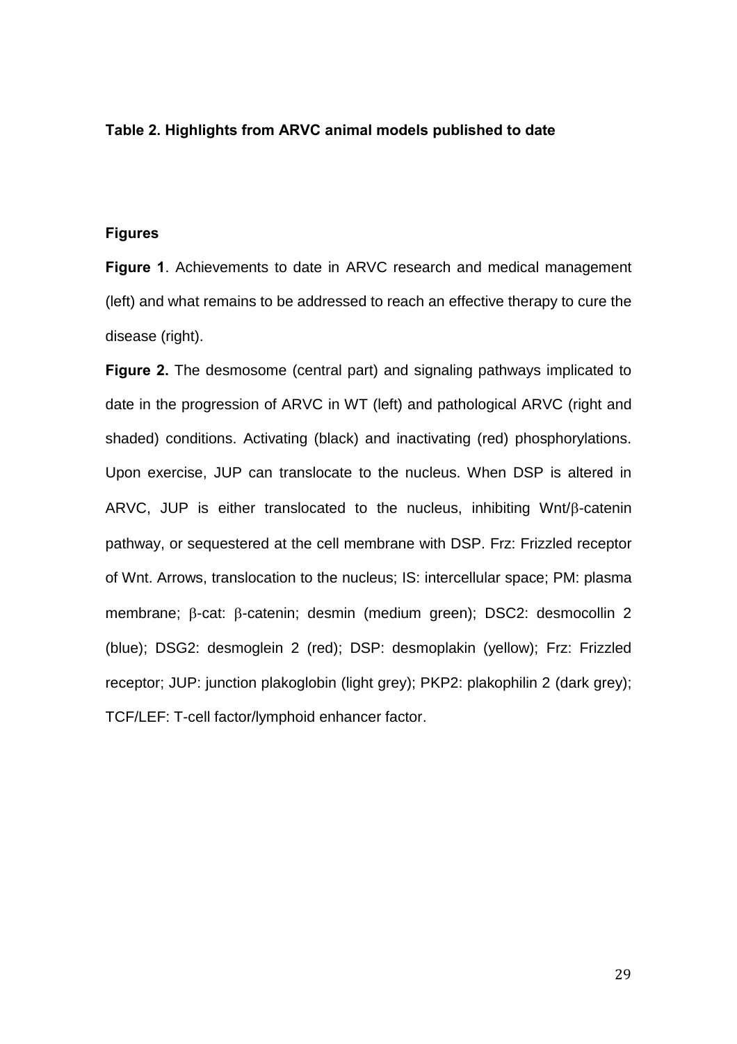**Table 2. Highlights from ARVC animal models published to date**

**Figures**

**Figure 1**. Achievements to date in ARVC research and medical management (left) and what remains to be addressed to reach an effective therapy to cure the disease (right).

**Figure 2.** The desmosome (central part) and signaling pathways implicated to date in the progression of ARVC in WT (left) and pathological ARVC (right and shaded) conditions. Activating (black) and inactivating (red) phosphorylations. Upon exercise, JUP can translocate to the nucleus. When DSP is altered in ARVC, JUP is either translocated to the nucleus, inhibiting Wnt/β-catenin pathway, or sequestered at the cell membrane with DSP. Frz: Frizzled receptor of Wnt. Arrows, translocation to the nucleus; IS: intercellular space; PM: plasma membrane; β-cat: β-catenin; desmin (medium green); DSC2: desmocollin 2 (blue); DSG2: desmoglein 2 (red); DSP: desmoplakin (yellow); Frz: Frizzled receptor; JUP: junction plakoglobin (light grey); PKP2: plakophilin 2 (dark grey); TCF/LEF: T-cell factor/lymphoid enhancer factor.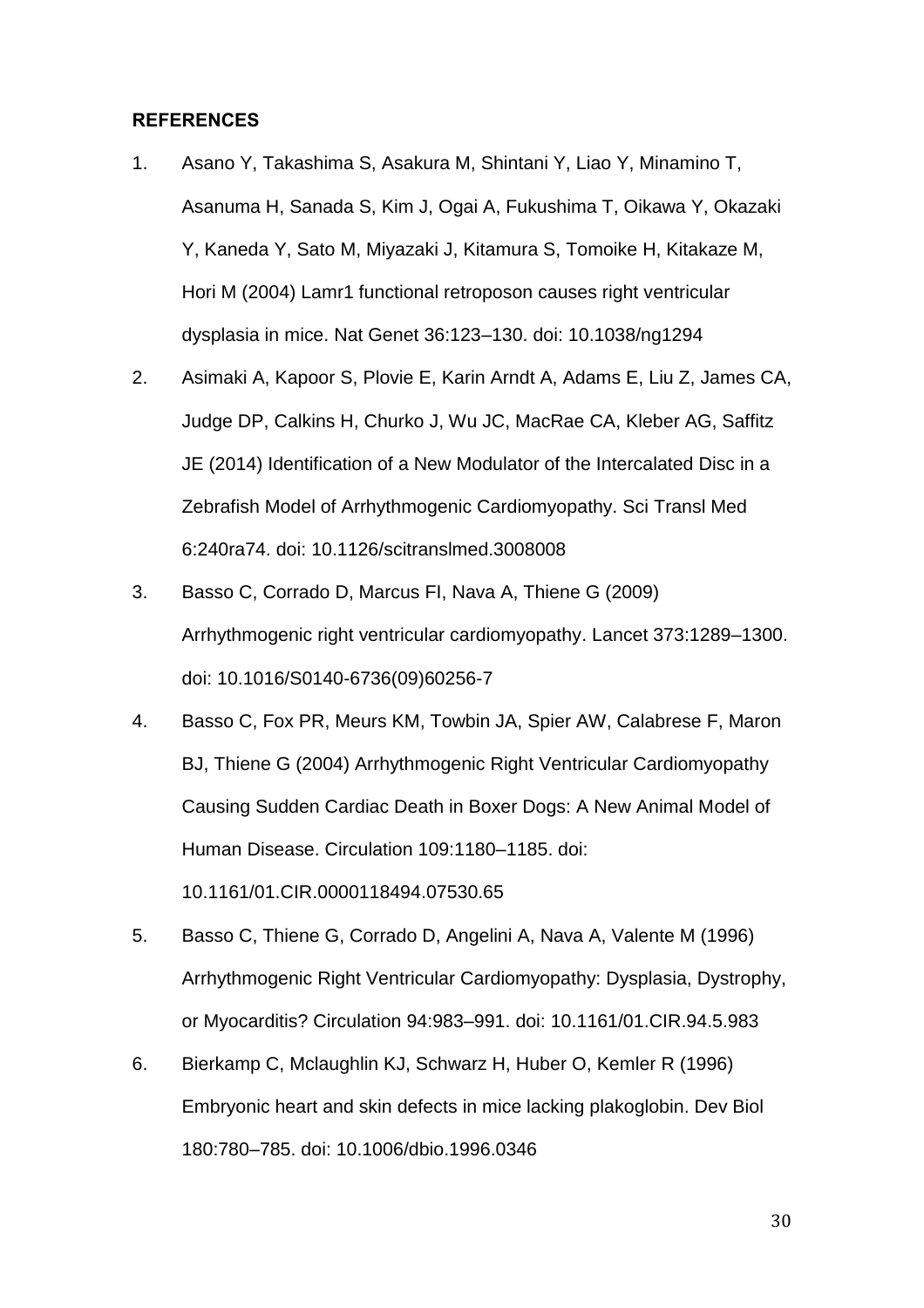**REFERENCES**

1. Asano Y, Takashima S, Asakura M, Shintani Y, Liao Y, Minamino T, Asanuma H, Sanada S, Kim J, Ogai A, Fukushima T, Oikawa Y, Okazaki Y, Kaneda Y, Sato M, Miyazaki J, Kitamura S, Tomoike H, Kitakaze M, Hori M (2004) Lamr1 functional retroposon causes right ventricular dysplasia in mice. Nat Genet 36:123–130. doi: 10.1038/ng1294
2. Asimaki A, Kapoor S, Plovie E, Karin Arndt A, Adams E, Liu Z, James CA, Judge DP, Calkins H, Churko J, Wu JC, MacRae CA, Kleber AG, Saffitz JE (2014) Identification of a New Modulator of the Intercalated Disc in a Zebrafish Model of Arrhythmogenic Cardiomyopathy. Sci Transl Med 6:240ra74. doi: 10.1126/scitranslmed.3008008
3. Basso C, Corrado D, Marcus FI, Nava A, Thiene G (2009) Arrhythmogenic right ventricular cardiomyopathy. Lancet 373:1289–1300. doi: 10.1016/S0140-6736(09)60256-7
4. Basso C, Fox PR, Meurs KM, Towbin JA, Spier AW, Calabrese F, Maron BJ, Thiene G (2004) Arrhythmogenic Right Ventricular Cardiomyopathy Causing Sudden Cardiac Death in Boxer Dogs: A New Animal Model of Human Disease. Circulation 109:1180–1185. doi: 10.1161/01.CIR.0000118494.07530.65
5. Basso C, Thiene G, Corrado D, Angelini A, Nava A, Valente M (1996) Arrhythmogenic Right Ventricular Cardiomyopathy: Dysplasia, Dystrophy, or Myocarditis? Circulation 94:983–991. doi: 10.1161/01.CIR.94.5.983
6. Bierkamp C, Mclaughlin KJ, Schwarz H, Huber O, Kemler R (1996) Embryonic heart and skin defects in mice lacking plakoglobin. Dev Biol 180:780–785. doi: 10.1006/dbio.1996.0346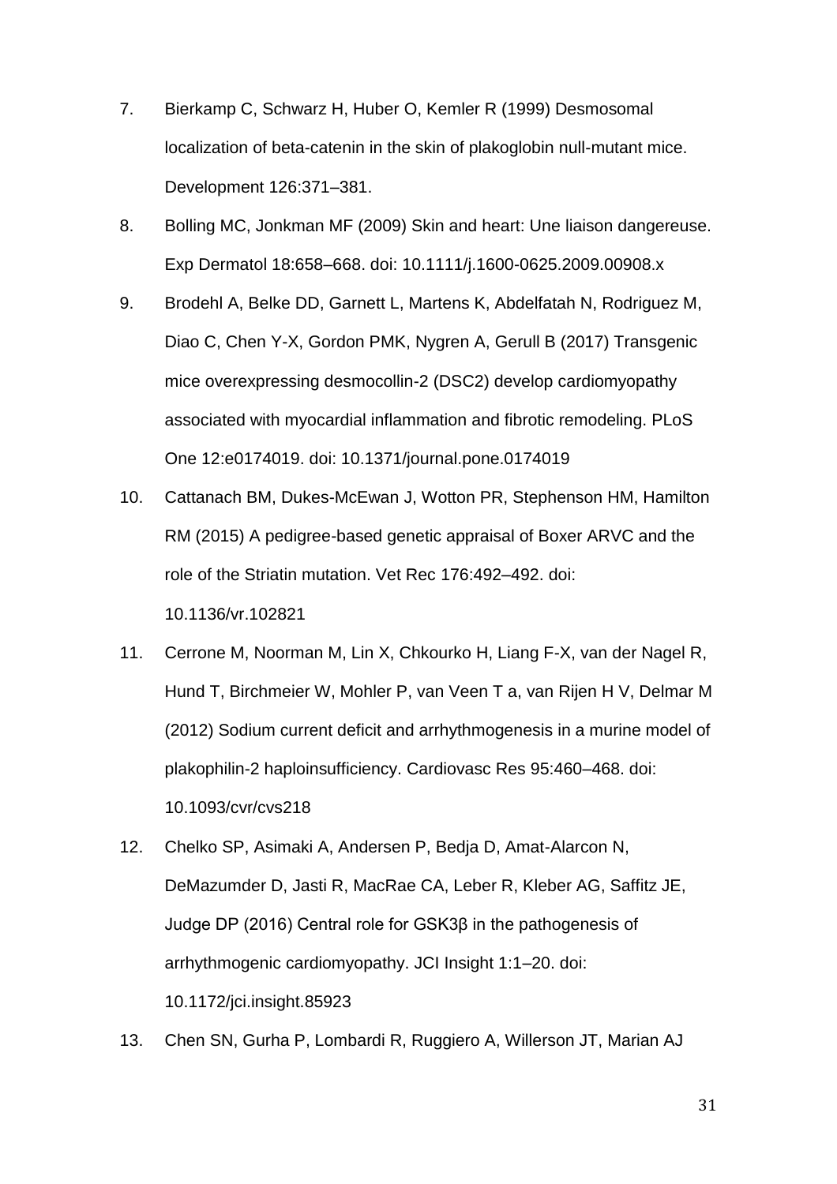7. Bierkamp C, Schwarz H, Huber O, Kemler R (1999) Desmosomal localization of beta-catenin in the skin of plakoglobin null-mutant mice. Development 126:371–381.

8. Bolling MC, Jonkman MF (2009) Skin and heart: Une liaison dangereuse. Exp Dermatol 18:658–668. doi: 10.1111/j.1600-0625.2009.00908.x

9. Brodehl A, Belke DD, Garnett L, Martens K, Abdelfatah N, Rodriguez M, Diao C, Chen Y-X, Gordon PMK, Nygren A, Gerull B (2017) Transgenic mice overexpressing desmocollin-2 (DSC2) develop cardiomyopathy associated with myocardial inflammation and fibrotic remodeling. PLoS One 12:e0174019. doi: 10.1371/journal.pone.0174019

10. Cattanach BM, Dukes-McEwan J, Wotton PR, Stephenson HM, Hamilton RM (2015) A pedigree-based genetic appraisal of Boxer ARVC and the role of the Striatin mutation. Vet Rec 176:492–492. doi: 10.1136/vr.102821

11. Cerrone M, Noorman M, Lin X, Chkourko H, Liang F-X, van der Nagel R, Hund T, Birchmeier W, Mohler P, van Veen T a, van Rijen H V, Delmar M (2012) Sodium current deficit and arrhythmogenesis in a murine model of plakophilin-2 haploinsufficiency. Cardiovasc Res 95:460–468. doi: 10.1093/cvr/cvs218

12. Chelko SP, Asimaki A, Andersen P, Bedja D, Amat-Alarcon N, DeMazumder D, Jasti R, MacRae CA, Leber R, Kleber AG, Saffitz JE, Judge DP (2016) Central role for GSK3β in the pathogenesis of arrhythmogenic cardiomyopathy. JCI Insight 1:1–20. doi: 10.1172/jci.insight.85923

13. Chen SN, Gurha P, Lombardi R, Ruggiero A, Willerson JT, Marian AJ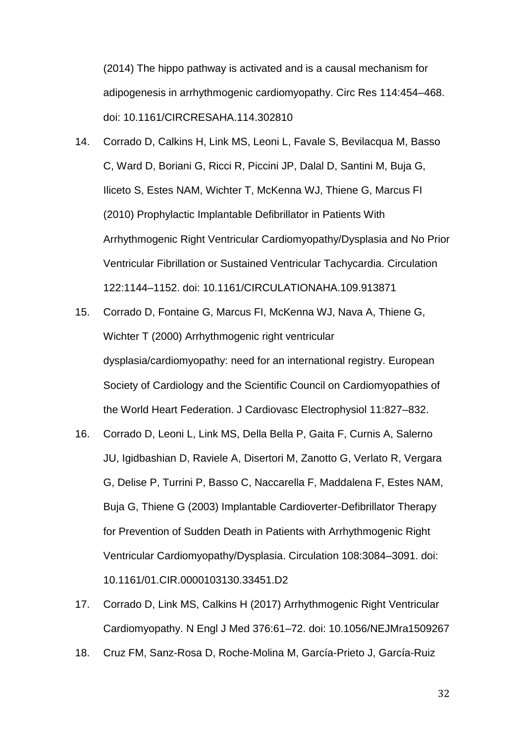(2014) The hippo pathway is activated and is a causal mechanism for adipogenesis in arrhythmogenic cardiomyopathy. Circ Res 114:454–468. doi: 10.1161/CIRCRESAHA.114.302810

14. Corrado D, Calkins H, Link MS, Leoni L, Favale S, Bevilacqua M, Basso C, Ward D, Boriani G, Ricci R, Piccini JP, Dalal D, Santini M, Buja G, Iliceto S, Estes NAM, Wichter T, McKenna WJ, Thiene G, Marcus FI (2010) Prophylactic Implantable Defibrillator in Patients With Arrhythmogenic Right Ventricular Cardiomyopathy/Dysplasia and No Prior Ventricular Fibrillation or Sustained Ventricular Tachycardia. Circulation 122:1144–1152. doi: 10.1161/CIRCULATIONAHA.109.913871
15. Corrado D, Fontaine G, Marcus FI, McKenna WJ, Nava A, Thiene G, Wichter T (2000) Arrhythmogenic right ventricular dysplasia/cardiomyopathy: need for an international registry. European Society of Cardiology and the Scientific Council on Cardiomyopathies of the World Heart Federation. J Cardiovasc Electrophysiol 11:827–832.
16. Corrado D, Leoni L, Link MS, Della Bella P, Gaita F, Curnis A, Salerno JU, Igidbashian D, Raviele A, Disertori M, Zanotto G, Verlato R, Vergara G, Delise P, Turrini P, Basso C, Naccarella F, Maddalena F, Estes NAM, Buja G, Thiene G (2003) Implantable Cardioverter-Defibrillator Therapy for Prevention of Sudden Death in Patients with Arrhythmogenic Right Ventricular Cardiomyopathy/Dysplasia. Circulation 108:3084–3091. doi: 10.1161/01.CIR.0000103130.33451.D2
17. Corrado D, Link MS, Calkins H (2017) Arrhythmogenic Right Ventricular Cardiomyopathy. N Engl J Med 376:61–72. doi: 10.1056/NEJMra1509267
18. Cruz FM, Sanz-Rosa D, Roche-Molina M, García-Prieto J, García-Ruiz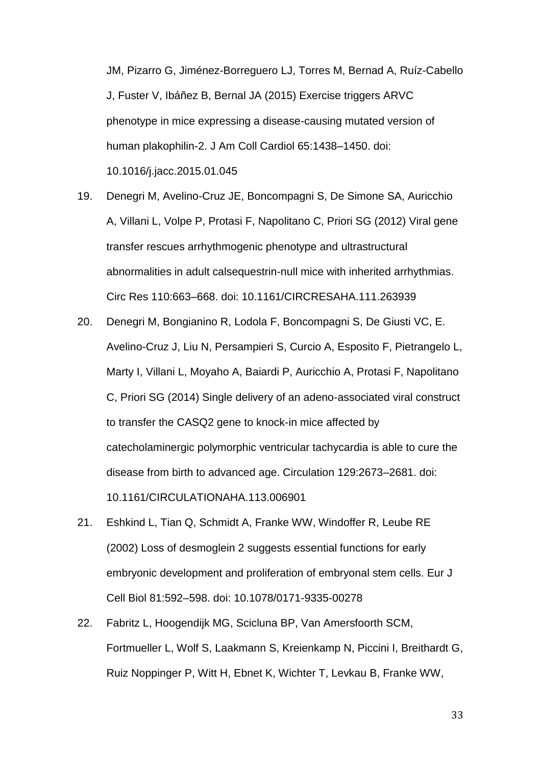JM, Pizarro G, Jiménez-Borreguero LJ, Torres M, Bernad A, Ruíz-Cabello J, Fuster V, Ibáñez B, Bernal JA (2015) Exercise triggers ARVC phenotype in mice expressing a disease-causing mutated version of human plakophilin-2. J Am Coll Cardiol 65:1438–1450. doi: 10.1016/j.jacc.2015.01.045

19. Denegri M, Avelino-Cruz JE, Boncompagni S, De Simone SA, Auricchio A, Villani L, Volpe P, Protasi F, Napolitano C, Priori SG (2012) Viral gene transfer rescues arrhythmogenic phenotype and ultrastructural abnormalities in adult calsequestrin-null mice with inherited arrhythmias. Circ Res 110:663–668. doi: 10.1161/CIRCRESAHA.111.263939

20. Denegri M, Bongianino R, Lodola F, Boncompagni S, De Giusti VC, E. Avelino-Cruz J, Liu N, Persampieri S, Curcio A, Esposito F, Pietrangelo L, Marty I, Villani L, Moyaho A, Baiardi P, Auricchio A, Protasi F, Napolitano C, Priori SG (2014) Single delivery of an adeno-associated viral construct to transfer the CASQ2 gene to knock-in mice affected by catecholaminergic polymorphic ventricular tachycardia is able to cure the disease from birth to advanced age. Circulation 129:2673–2681. doi: 10.1161/CIRCULATIONAHA.113.006901

21. Eshkind L, Tian Q, Schmidt A, Franke WW, Windoffer R, Leube RE (2002) Loss of desmoglein 2 suggests essential functions for early embryonic development and proliferation of embryonal stem cells. Eur J Cell Biol 81:592–598. doi: 10.1078/0171-9335-00278

22. Fabritz L, Hoogendijk MG, Scicluna BP, Van Amersfoorth SCM, Fortmueller L, Wolf S, Laakmann S, Kreienkamp N, Piccini I, Breithardt G, Ruiz Noppinger P, Witt H, Ebnet K, Wichter T, Levkau B, Franke WW,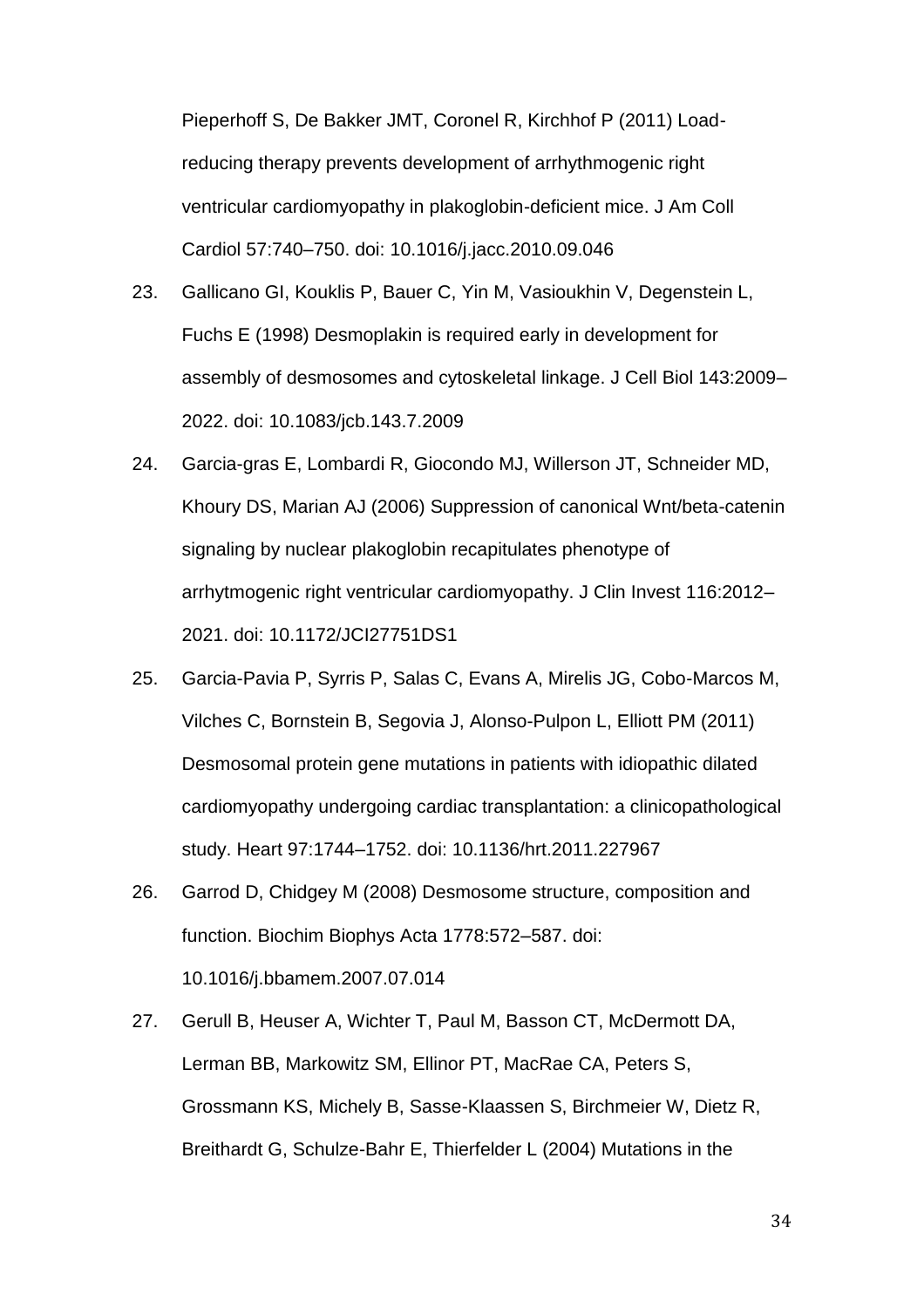Pieperhoff S, De Bakker JMT, Coronel R, Kirchhof P (2011) Load-reducing therapy prevents development of arrhythmogenic right ventricular cardiomyopathy in plakoglobin-deficient mice. J Am Coll Cardiol 57:740–750. doi: 10.1016/j.jacc.2010.09.046

23. Gallicano GI, Kouklis P, Bauer C, Yin M, Vasioukhin V, Degenstein L, Fuchs E (1998) Desmoplakin is required early in development for assembly of desmosomes and cytoskeletal linkage. J Cell Biol 143:2009–2022. doi: 10.1083/jcb.143.7.2009

24. Garcia-gras E, Lombardi R, Giocondo MJ, Willerson JT, Schneider MD, Khoury DS, Marian AJ (2006) Suppression of canonical Wnt/beta-catenin signaling by nuclear plakoglobin recapitulates phenotype of arrhytmogenic right ventricular cardiomyopathy. J Clin Invest 116:2012–2021. doi: 10.1172/JCI27751DS1

25. Garcia-Pavia P, Syrris P, Salas C, Evans A, Mirelis JG, Cobo-Marcos M, Vilches C, Bornstein B, Segovia J, Alonso-Pulpon L, Elliott PM (2011) Desmosomal protein gene mutations in patients with idiopathic dilated cardiomyopathy undergoing cardiac transplantation: a clinicopathological study. Heart 97:1744–1752. doi: 10.1136/hrt.2011.227967

26. Garrod D, Chidgey M (2008) Desmosome structure, composition and function. Biochim Biophys Acta 1778:572–587. doi: 10.1016/j.bbamem.2007.07.014

27. Gerull B, Heuser A, Wichter T, Paul M, Basson CT, McDermott DA, Lerman BB, Markowitz SM, Ellinor PT, MacRae CA, Peters S, Grossmann KS, Michely B, Sasse-Klaassen S, Birchmeier W, Dietz R, Breithardt G, Schulze-Bahr E, Thierfelder L (2004) Mutations in the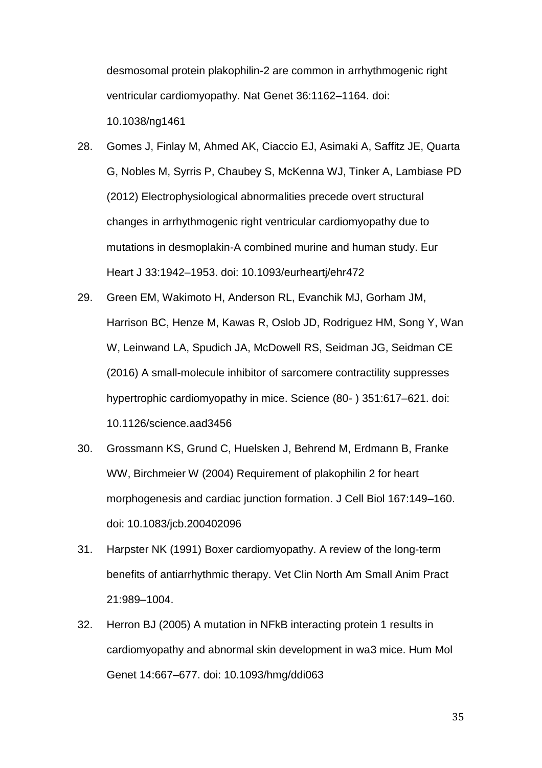desmosomal protein plakophilin-2 are common in arrhythmogenic right ventricular cardiomyopathy. Nat Genet 36:1162–1164. doi: 10.1038/ng1461

28. Gomes J, Finlay M, Ahmed AK, Ciaccio EJ, Asimaki A, Saffitz JE, Quarta G, Nobles M, Syrris P, Chaubey S, McKenna WJ, Tinker A, Lambiase PD (2012) Electrophysiological abnormalities precede overt structural changes in arrhythmogenic right ventricular cardiomyopathy due to mutations in desmoplakin-A combined murine and human study. Eur Heart J 33:1942–1953. doi: 10.1093/eurheartj/ehr472

29. Green EM, Wakimoto H, Anderson RL, Evanchik MJ, Gorham JM, Harrison BC, Henze M, Kawas R, Oslob JD, Rodriguez HM, Song Y, Wan W, Leinwand LA, Spudich JA, McDowell RS, Seidman JG, Seidman CE (2016) A small-molecule inhibitor of sarcomere contractility suppresses hypertrophic cardiomyopathy in mice. Science (80- ) 351:617–621. doi: 10.1126/science.aad3456

30. Grossmann KS, Grund C, Huelsken J, Behrend M, Erdmann B, Franke WW, Birchmeier W (2004) Requirement of plakophilin 2 for heart morphogenesis and cardiac junction formation. J Cell Biol 167:149–160. doi: 10.1083/jcb.200402096

31. Harpster NK (1991) Boxer cardiomyopathy. A review of the long-term benefits of antiarrhythmic therapy. Vet Clin North Am Small Anim Pract 21:989–1004.

32. Herron BJ (2005) A mutation in NFkB interacting protein 1 results in cardiomyopathy and abnormal skin development in wa3 mice. Hum Mol Genet 14:667–677. doi: 10.1093/hmg/ddi063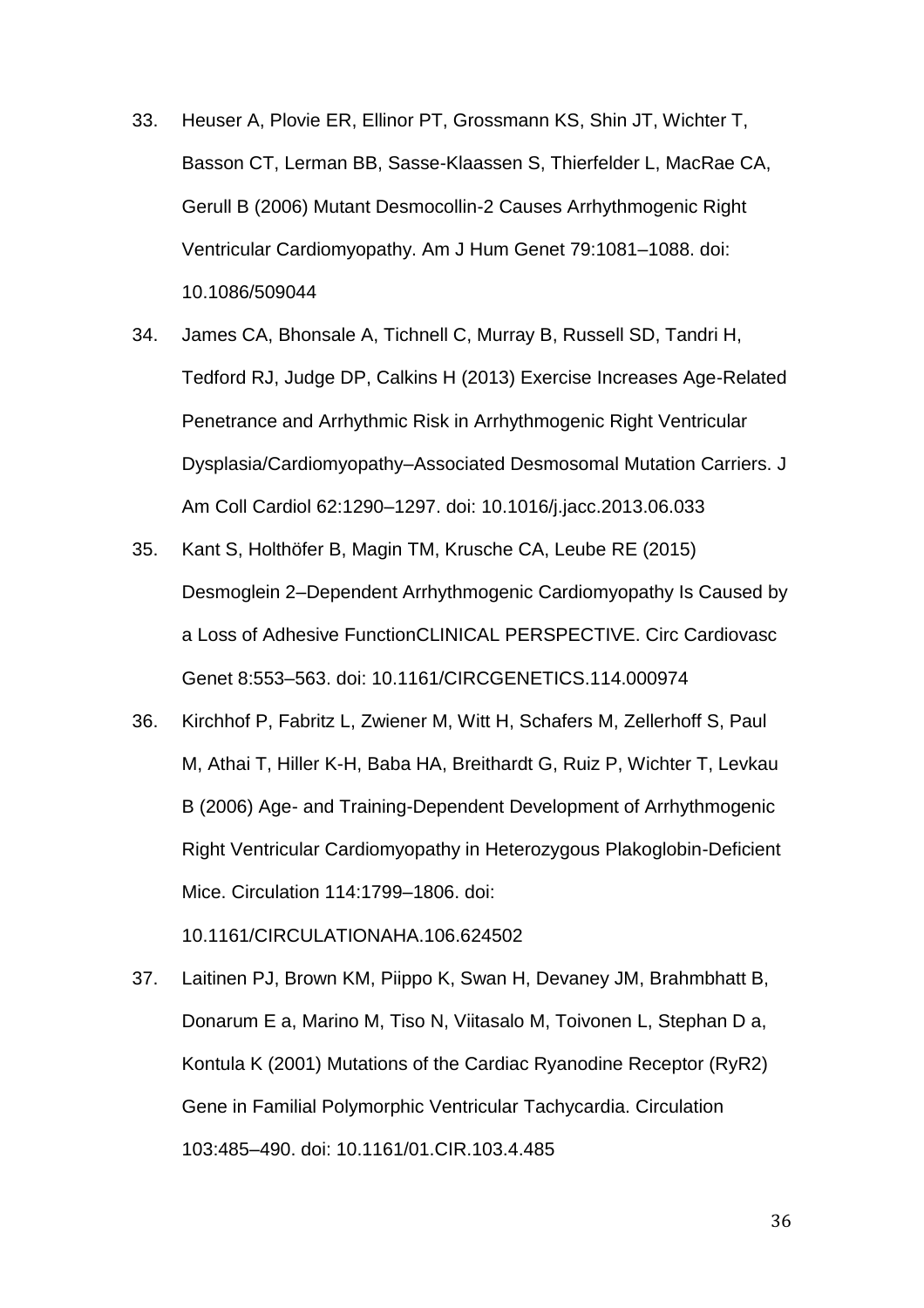33. Heuser A, Plovie ER, Ellinor PT, Grossmann KS, Shin JT, Wichter T, Basson CT, Lerman BB, Sasse-Klaassen S, Thierfelder L, MacRae CA, Gerull B (2006) Mutant Desmocollin-2 Causes Arrhythmogenic Right Ventricular Cardiomyopathy. Am J Hum Genet 79:1081–1088. doi: 10.1086/509044

34. James CA, Bhonsale A, Tichnell C, Murray B, Russell SD, Tandri H, Tedford RJ, Judge DP, Calkins H (2013) Exercise Increases Age-Related Penetrance and Arrhythmic Risk in Arrhythmogenic Right Ventricular Dysplasia/Cardiomyopathy–Associated Desmosomal Mutation Carriers. J Am Coll Cardiol 62:1290–1297. doi: 10.1016/j.jacc.2013.06.033

35. Kant S, Holthöfer B, Magin TM, Krusche CA, Leube RE (2015) Desmoglein 2–Dependent Arrhythmogenic Cardiomyopathy Is Caused by a Loss of Adhesive FunctionCLINICAL PERSPECTIVE. Circ Cardiovasc Genet 8:553–563. doi: 10.1161/CIRCGENETICS.114.000974

36. Kirchhof P, Fabritz L, Zwiener M, Witt H, Schafers M, Zellerhoff S, Paul M, Athai T, Hiller K-H, Baba HA, Breithardt G, Ruiz P, Wichter T, Levkau B (2006) Age- and Training-Dependent Development of Arrhythmogenic Right Ventricular Cardiomyopathy in Heterozygous Plakoglobin-Deficient Mice. Circulation 114:1799–1806. doi: 10.1161/CIRCULATIONAHA.106.624502

37. Laitinen PJ, Brown KM, Piippo K, Swan H, Devaney JM, Brahmbhatt B, Donarum E a, Marino M, Tiso N, Viitasalo M, Toivonen L, Stephan D a, Kontula K (2001) Mutations of the Cardiac Ryanodine Receptor (RyR2) Gene in Familial Polymorphic Ventricular Tachycardia. Circulation 103:485–490. doi: 10.1161/01.CIR.103.4.485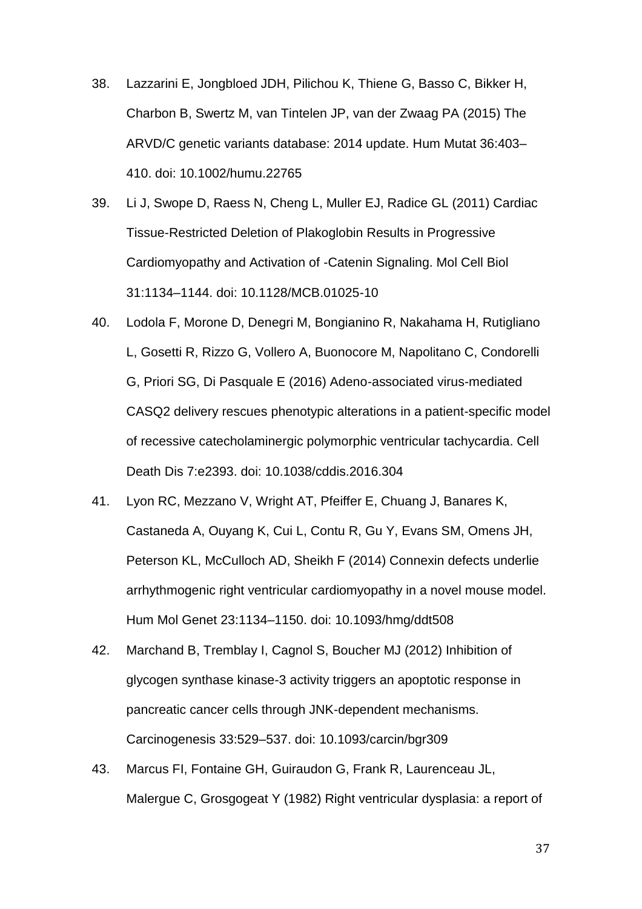38. Lazzarini E, Jongbloed JDH, Pilichou K, Thiene G, Basso C, Bikker H, Charbon B, Swertz M, van Tintelen JP, van der Zwaag PA (2015) The ARVD/C genetic variants database: 2014 update. Hum Mutat 36:403–410. doi: 10.1002/humu.22765

39. Li J, Swope D, Raess N, Cheng L, Muller EJ, Radice GL (2011) Cardiac Tissue-Restricted Deletion of Plakoglobin Results in Progressive Cardiomyopathy and Activation of -Catenin Signaling. Mol Cell Biol 31:1134–1144. doi: 10.1128/MCB.01025-10

40. Lodola F, Morone D, Denegri M, Bongianino R, Nakahama H, Rutigliano L, Gosetti R, Rizzo G, Vollero A, Buonocore M, Napolitano C, Condorelli G, Priori SG, Di Pasquale E (2016) Adeno-associated virus-mediated CASQ2 delivery rescues phenotypic alterations in a patient-specific model of recessive catecholaminergic polymorphic ventricular tachycardia. Cell Death Dis 7:e2393. doi: 10.1038/cddis.2016.304

41. Lyon RC, Mezzano V, Wright AT, Pfeiffer E, Chuang J, Banares K, Castaneda A, Ouyang K, Cui L, Contu R, Gu Y, Evans SM, Omens JH, Peterson KL, McCulloch AD, Sheikh F (2014) Connexin defects underlie arrhythmogenic right ventricular cardiomyopathy in a novel mouse model. Hum Mol Genet 23:1134–1150. doi: 10.1093/hmg/ddt508

42. Marchand B, Tremblay I, Cagnol S, Boucher MJ (2012) Inhibition of glycogen synthase kinase-3 activity triggers an apoptotic response in pancreatic cancer cells through JNK-dependent mechanisms. Carcinogenesis 33:529–537. doi: 10.1093/carcin/bgr309

43. Marcus FI, Fontaine GH, Guiraudon G, Frank R, Laurenceau JL, Malergue C, Grosgogeat Y (1982) Right ventricular dysplasia: a report of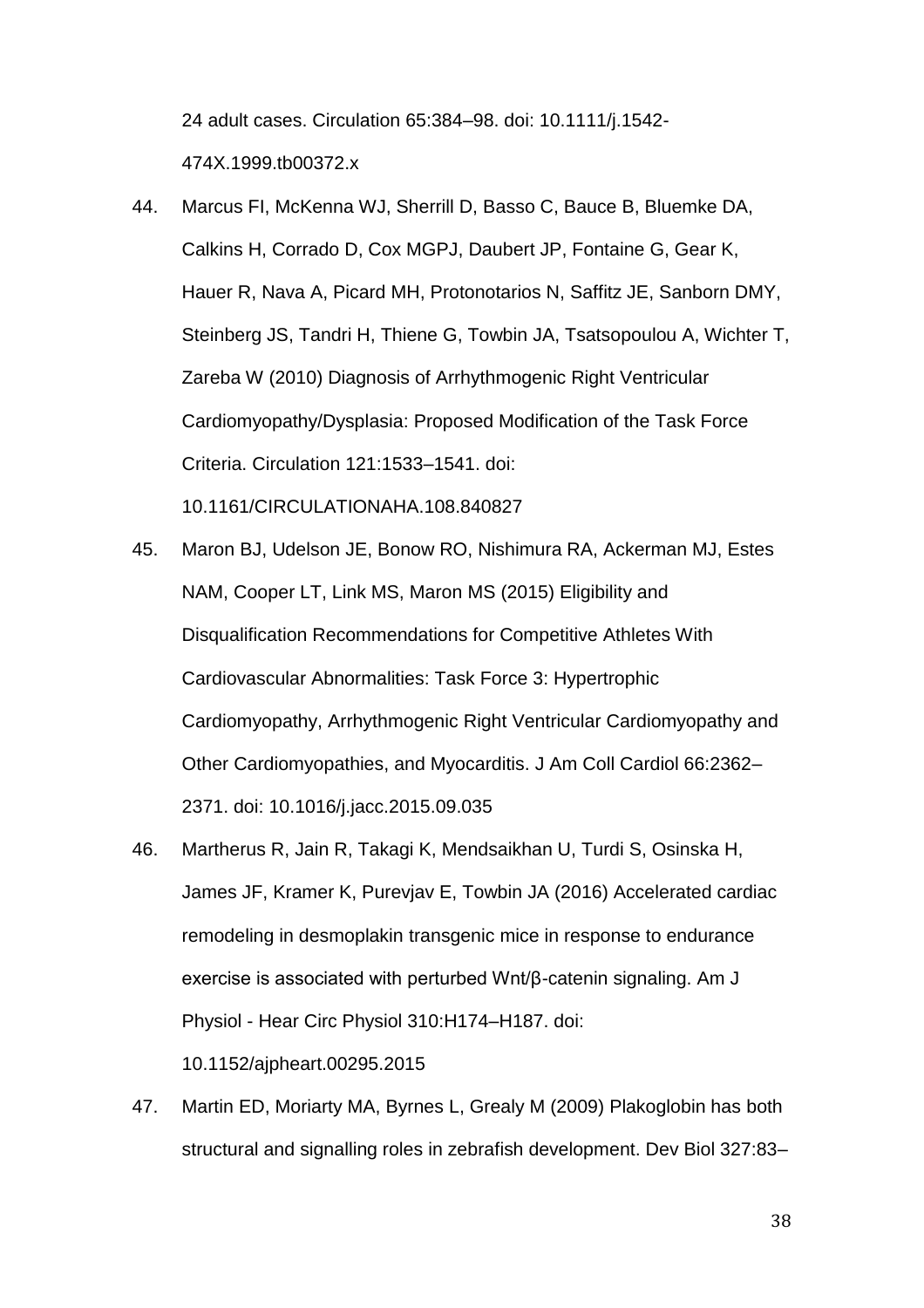24 adult cases. Circulation 65:384–98. doi: 10.1111/j.1542-474X.1999.tb00372.x

44. Marcus FI, McKenna WJ, Sherrill D, Basso C, Bauce B, Bluemke DA, Calkins H, Corrado D, Cox MGPJ, Daubert JP, Fontaine G, Gear K, Hauer R, Nava A, Picard MH, Protonotarios N, Saffitz JE, Sanborn DMY, Steinberg JS, Tandri H, Thiene G, Towbin JA, Tsatsopoulou A, Wichter T, Zareba W (2010) Diagnosis of Arrhythmogenic Right Ventricular Cardiomyopathy/Dysplasia: Proposed Modification of the Task Force Criteria. Circulation 121:1533–1541. doi: 10.1161/CIRCULATIONAHA.108.840827

45. Maron BJ, Udelson JE, Bonow RO, Nishimura RA, Ackerman MJ, Estes NAM, Cooper LT, Link MS, Maron MS (2015) Eligibility and Disqualification Recommendations for Competitive Athletes With Cardiovascular Abnormalities: Task Force 3: Hypertrophic Cardiomyopathy, Arrhythmogenic Right Ventricular Cardiomyopathy and Other Cardiomyopathies, and Myocarditis. J Am Coll Cardiol 66:2362–2371. doi: 10.1016/j.jacc.2015.09.035

46. Martherus R, Jain R, Takagi K, Mendsaikhan U, Turdi S, Osinska H, James JF, Kramer K, Purevjav E, Towbin JA (2016) Accelerated cardiac remodeling in desmoplakin transgenic mice in response to endurance exercise is associated with perturbed Wnt/β-catenin signaling. Am J Physiol - Hear Circ Physiol 310:H174–H187. doi: 10.1152/ajpheart.00295.2015

47. Martin ED, Moriarty MA, Byrnes L, Grealy M (2009) Plakoglobin has both structural and signalling roles in zebrafish development. Dev Biol 327:83–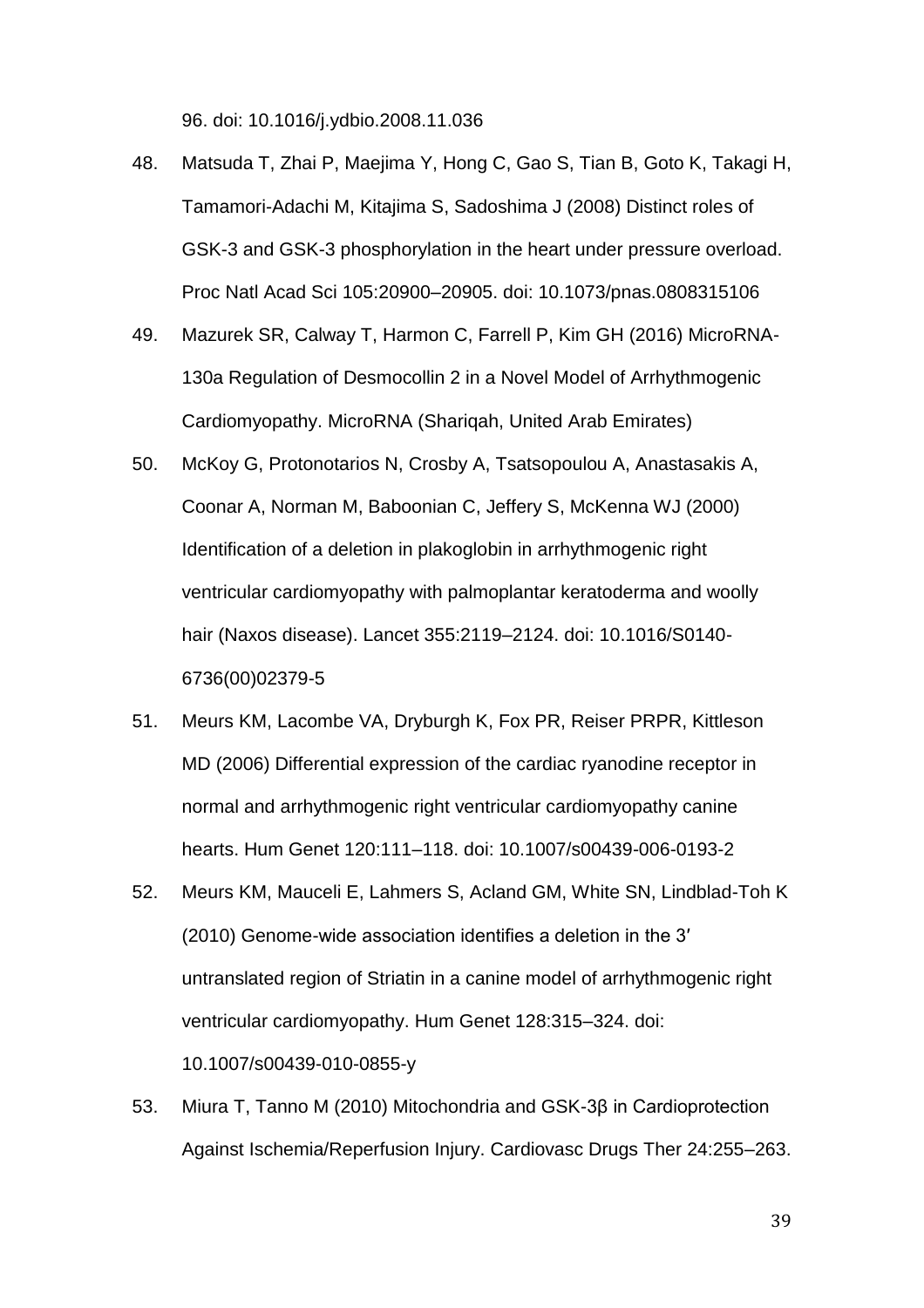96. doi: 10.1016/j.ydbio.2008.11.036

48. Matsuda T, Zhai P, Maejima Y, Hong C, Gao S, Tian B, Goto K, Takagi H, Tamamori-Adachi M, Kitajima S, Sadoshima J (2008) Distinct roles of GSK-3 and GSK-3 phosphorylation in the heart under pressure overload. Proc Natl Acad Sci 105:20900–20905. doi: 10.1073/pnas.0808315106

49. Mazurek SR, Calway T, Harmon C, Farrell P, Kim GH (2016) MicroRNA-130a Regulation of Desmocollin 2 in a Novel Model of Arrhythmogenic Cardiomyopathy. MicroRNA (Shariqah, United Arab Emirates)

50. McKoy G, Protonotarios N, Crosby A, Tsatsopoulou A, Anastasakis A, Coonar A, Norman M, Baboonian C, Jeffery S, McKenna WJ (2000) Identification of a deletion in plakoglobin in arrhythmogenic right ventricular cardiomyopathy with palmoplantar keratoderma and woolly hair (Naxos disease). Lancet 355:2119–2124. doi: 10.1016/S0140-6736(00)02379-5

51. Meurs KM, Lacombe VA, Dryburgh K, Fox PR, Reiser PRPR, Kittleson MD (2006) Differential expression of the cardiac ryanodine receptor in normal and arrhythmogenic right ventricular cardiomyopathy canine hearts. Hum Genet 120:111–118. doi: 10.1007/s00439-006-0193-2

52. Meurs KM, Mauceli E, Lahmers S, Acland GM, White SN, Lindblad-Toh K (2010) Genome-wide association identifies a deletion in the 3′ untranslated region of Striatin in a canine model of arrhythmogenic right ventricular cardiomyopathy. Hum Genet 128:315–324. doi: 10.1007/s00439-010-0855-y

53. Miura T, Tanno M (2010) Mitochondria and GSK-3β in Cardioprotection Against Ischemia/Reperfusion Injury. Cardiovasc Drugs Ther 24:255–263.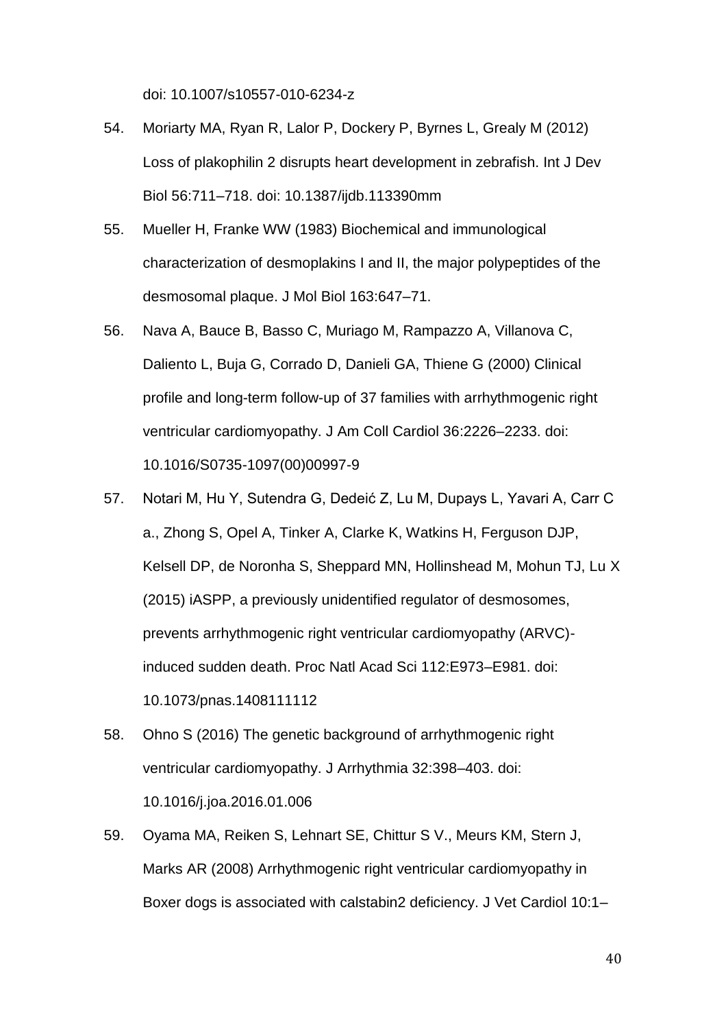doi: 10.1007/s10557-010-6234-z

54. Moriarty MA, Ryan R, Lalor P, Dockery P, Byrnes L, Grealy M (2012) Loss of plakophilin 2 disrupts heart development in zebrafish. Int J Dev Biol 56:711–718. doi: 10.1387/ijdb.113390mm

55. Mueller H, Franke WW (1983) Biochemical and immunological characterization of desmoplakins I and II, the major polypeptides of the desmosomal plaque. J Mol Biol 163:647–71.

56. Nava A, Bauce B, Basso C, Muriago M, Rampazzo A, Villanova C, Daliento L, Buja G, Corrado D, Danieli GA, Thiene G (2000) Clinical profile and long-term follow-up of 37 families with arrhythmogenic right ventricular cardiomyopathy. J Am Coll Cardiol 36:2226–2233. doi: 10.1016/S0735-1097(00)00997-9

57. Notari M, Hu Y, Sutendra G, Dedeić Z, Lu M, Dupays L, Yavari A, Carr C a., Zhong S, Opel A, Tinker A, Clarke K, Watkins H, Ferguson DJP, Kelsell DP, de Noronha S, Sheppard MN, Hollinshead M, Mohun TJ, Lu X (2015) iASPP, a previously unidentified regulator of desmosomes, prevents arrhythmogenic right ventricular cardiomyopathy (ARVC)-induced sudden death. Proc Natl Acad Sci 112:E973–E981. doi: 10.1073/pnas.1408111112

58. Ohno S (2016) The genetic background of arrhythmogenic right ventricular cardiomyopathy. J Arrhythmia 32:398–403. doi: 10.1016/j.joa.2016.01.006

59. Oyama MA, Reiken S, Lehnart SE, Chittur S V., Meurs KM, Stern J, Marks AR (2008) Arrhythmogenic right ventricular cardiomyopathy in Boxer dogs is associated with calstabin2 deficiency. J Vet Cardiol 10:1–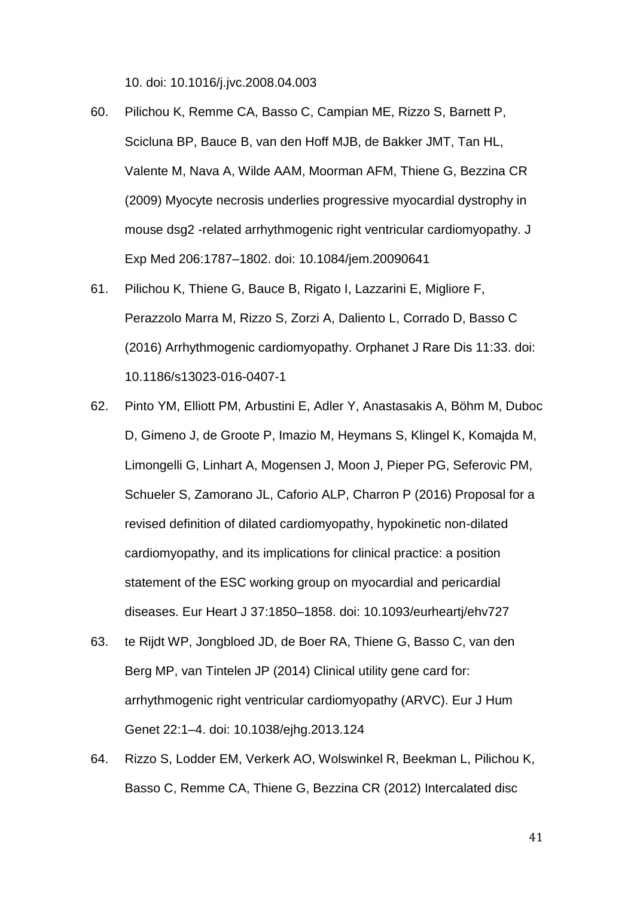10. doi: 10.1016/j.jvc.2008.04.003

60. Pilichou K, Remme CA, Basso C, Campian ME, Rizzo S, Barnett P, Scicluna BP, Bauce B, van den Hoff MJB, de Bakker JMT, Tan HL, Valente M, Nava A, Wilde AAM, Moorman AFM, Thiene G, Bezzina CR (2009) Myocyte necrosis underlies progressive myocardial dystrophy in mouse dsg2 -related arrhythmogenic right ventricular cardiomyopathy. J Exp Med 206:1787–1802. doi: 10.1084/jem.20090641

61. Pilichou K, Thiene G, Bauce B, Rigato I, Lazzarini E, Migliore F, Perazzolo Marra M, Rizzo S, Zorzi A, Daliento L, Corrado D, Basso C (2016) Arrhythmogenic cardiomyopathy. Orphanet J Rare Dis 11:33. doi: 10.1186/s13023-016-0407-1

62. Pinto YM, Elliott PM, Arbustini E, Adler Y, Anastasakis A, Böhm M, Duboc D, Gimeno J, de Groote P, Imazio M, Heymans S, Klingel K, Komajda M, Limongelli G, Linhart A, Mogensen J, Moon J, Pieper PG, Seferovic PM, Schueler S, Zamorano JL, Caforio ALP, Charron P (2016) Proposal for a revised definition of dilated cardiomyopathy, hypokinetic non-dilated cardiomyopathy, and its implications for clinical practice: a position statement of the ESC working group on myocardial and pericardial diseases. Eur Heart J 37:1850–1858. doi: 10.1093/eurheartj/ehv727

63. te Rijdt WP, Jongbloed JD, de Boer RA, Thiene G, Basso C, van den Berg MP, van Tintelen JP (2014) Clinical utility gene card for: arrhythmogenic right ventricular cardiomyopathy (ARVC). Eur J Hum Genet 22:1–4. doi: 10.1038/ejhg.2013.124

64. Rizzo S, Lodder EM, Verkerk AO, Wolswinkel R, Beekman L, Pilichou K, Basso C, Remme CA, Thiene G, Bezzina CR (2012) Intercalated disc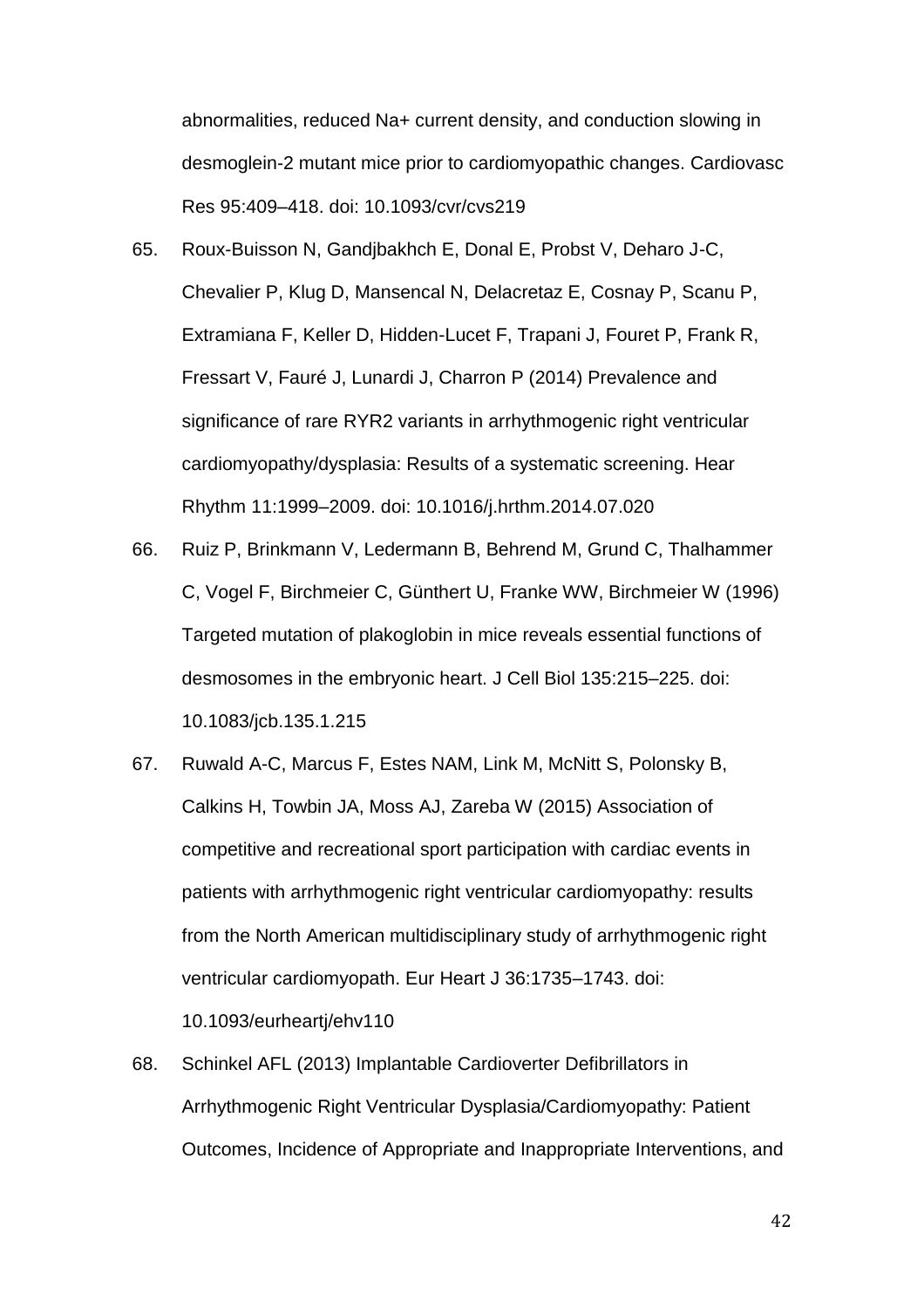abnormalities, reduced Na+ current density, and conduction slowing in desmoglein-2 mutant mice prior to cardiomyopathic changes. Cardiovasc Res 95:409–418. doi: 10.1093/cvr/cvs219

65. Roux-Buisson N, Gandjbakhch E, Donal E, Probst V, Deharo J-C, Chevalier P, Klug D, Mansencal N, Delacretaz E, Cosnay P, Scanu P, Extramiana F, Keller D, Hidden-Lucet F, Trapani J, Fouret P, Frank R, Fressart V, Fauré J, Lunardi J, Charron P (2014) Prevalence and significance of rare RYR2 variants in arrhythmogenic right ventricular cardiomyopathy/dysplasia: Results of a systematic screening. Hear Rhythm 11:1999–2009. doi: 10.1016/j.hrthm.2014.07.020

66. Ruiz P, Brinkmann V, Ledermann B, Behrend M, Grund C, Thalhammer C, Vogel F, Birchmeier C, Günthert U, Franke WW, Birchmeier W (1996) Targeted mutation of plakoglobin in mice reveals essential functions of desmosomes in the embryonic heart. J Cell Biol 135:215–225. doi: 10.1083/jcb.135.1.215

67. Ruwald A-C, Marcus F, Estes NAM, Link M, McNitt S, Polonsky B, Calkins H, Towbin JA, Moss AJ, Zareba W (2015) Association of competitive and recreational sport participation with cardiac events in patients with arrhythmogenic right ventricular cardiomyopathy: results from the North American multidisciplinary study of arrhythmogenic right ventricular cardiomyopath. Eur Heart J 36:1735–1743. doi: 10.1093/eurheartj/ehv110

68. Schinkel AFL (2013) Implantable Cardioverter Defibrillators in Arrhythmogenic Right Ventricular Dysplasia/Cardiomyopathy: Patient Outcomes, Incidence of Appropriate and Inappropriate Interventions, and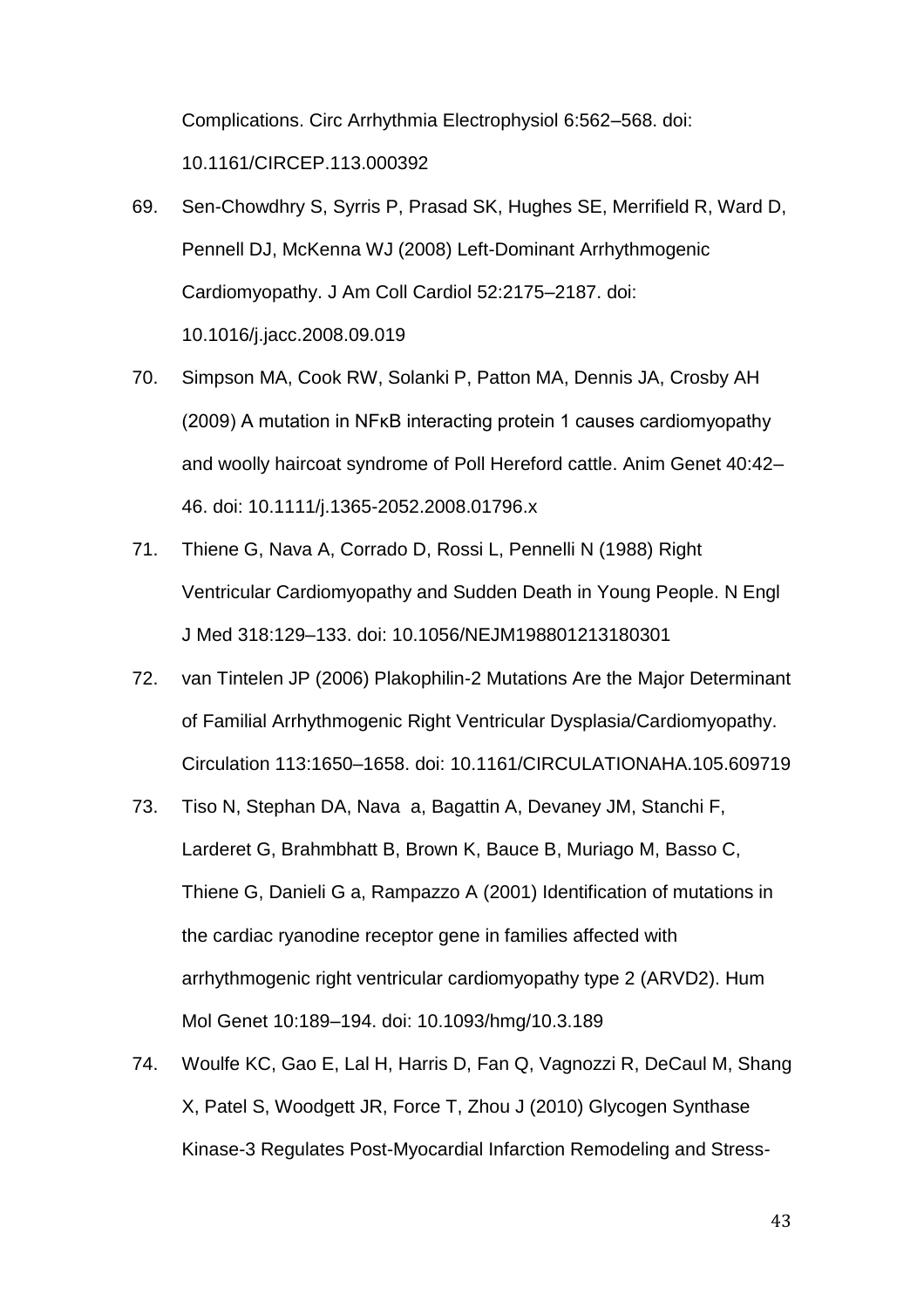Complications. Circ Arrhythmia Electrophysiol 6:562–568. doi: 10.1161/CIRCEP.113.000392

69. Sen-Chowdhry S, Syrris P, Prasad SK, Hughes SE, Merrifield R, Ward D, Pennell DJ, McKenna WJ (2008) Left-Dominant Arrhythmogenic Cardiomyopathy. J Am Coll Cardiol 52:2175–2187. doi: 10.1016/j.jacc.2008.09.019

70. Simpson MA, Cook RW, Solanki P, Patton MA, Dennis JA, Crosby AH (2009) A mutation in NFκB interacting protein 1 causes cardiomyopathy and woolly haircoat syndrome of Poll Hereford cattle. Anim Genet 40:42–46. doi: 10.1111/j.1365-2052.2008.01796.x

71. Thiene G, Nava A, Corrado D, Rossi L, Pennelli N (1988) Right Ventricular Cardiomyopathy and Sudden Death in Young People. N Engl J Med 318:129–133. doi: 10.1056/NEJM198801213180301

72. van Tintelen JP (2006) Plakophilin-2 Mutations Are the Major Determinant of Familial Arrhythmogenic Right Ventricular Dysplasia/Cardiomyopathy. Circulation 113:1650–1658. doi: 10.1161/CIRCULATIONAHA.105.609719

73. Tiso N, Stephan DA, Nava a, Bagattin A, Devaney JM, Stanchi F, Larderet G, Brahmbhatt B, Brown K, Bauce B, Muriago M, Basso C, Thiene G, Danieli G a, Rampazzo A (2001) Identification of mutations in the cardiac ryanodine receptor gene in families affected with arrhythmogenic right ventricular cardiomyopathy type 2 (ARVD2). Hum Mol Genet 10:189–194. doi: 10.1093/hmg/10.3.189

74. Woulfe KC, Gao E, Lal H, Harris D, Fan Q, Vagnozzi R, DeCaul M, Shang X, Patel S, Woodgett JR, Force T, Zhou J (2010) Glycogen Synthase Kinase-3 Regulates Post-Myocardial Infarction Remodeling and Stress-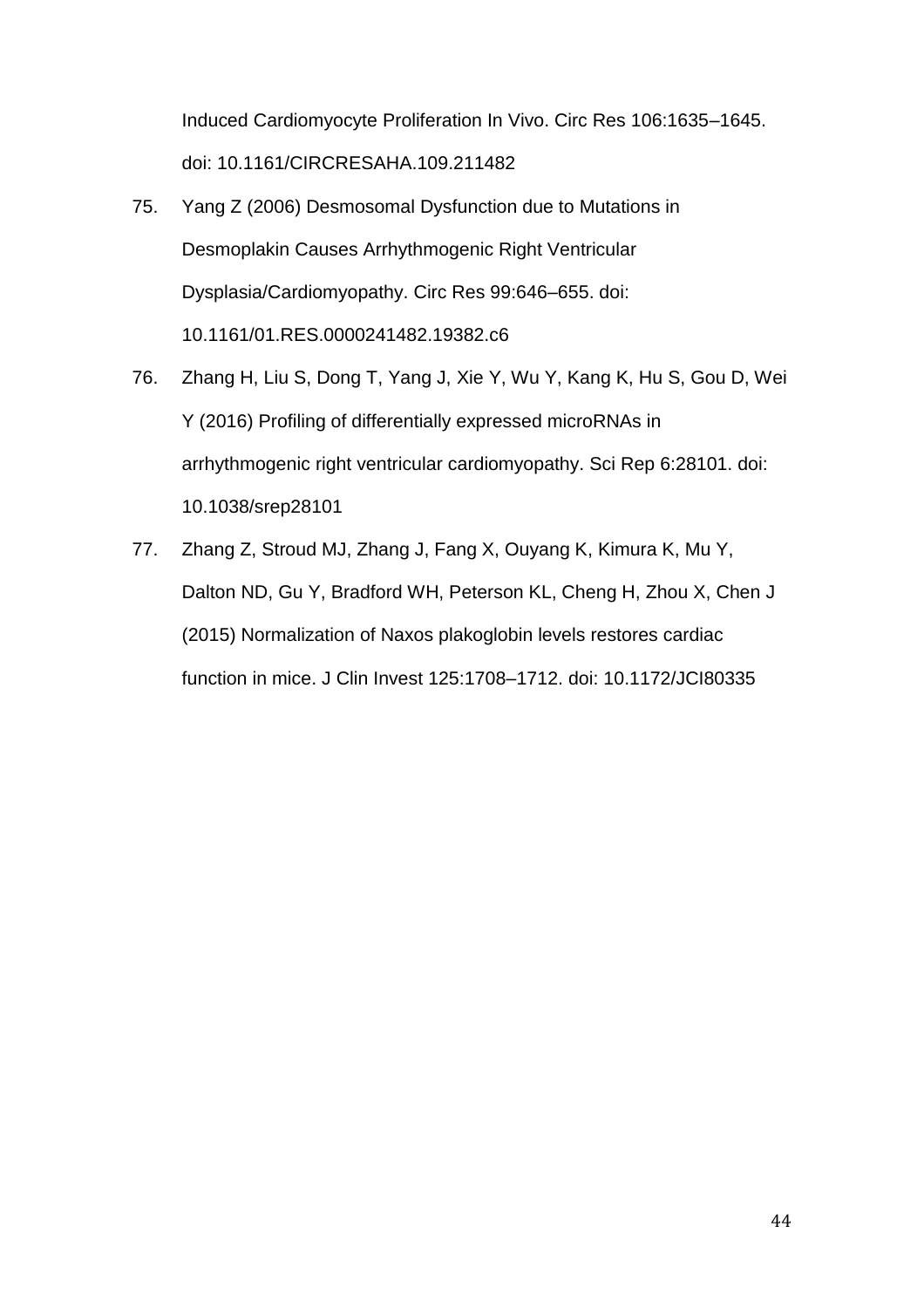Induced Cardiomyocyte Proliferation In Vivo. Circ Res 106:1635–1645. doi: 10.1161/CIRCRESAHA.109.211482

75. Yang Z (2006) Desmosomal Dysfunction due to Mutations in Desmoplakin Causes Arrhythmogenic Right Ventricular Dysplasia/Cardiomyopathy. Circ Res 99:646–655. doi: 10.1161/01.RES.0000241482.19382.c6

76. Zhang H, Liu S, Dong T, Yang J, Xie Y, Wu Y, Kang K, Hu S, Gou D, Wei Y (2016) Profiling of differentially expressed microRNAs in arrhythmogenic right ventricular cardiomyopathy. Sci Rep 6:28101. doi: 10.1038/srep28101

77. Zhang Z, Stroud MJ, Zhang J, Fang X, Ouyang K, Kimura K, Mu Y, Dalton ND, Gu Y, Bradford WH, Peterson KL, Cheng H, Zhou X, Chen J (2015) Normalization of Naxos plakoglobin levels restores cardiac function in mice. J Clin Invest 125:1708–1712. doi: 10.1172/JCI80335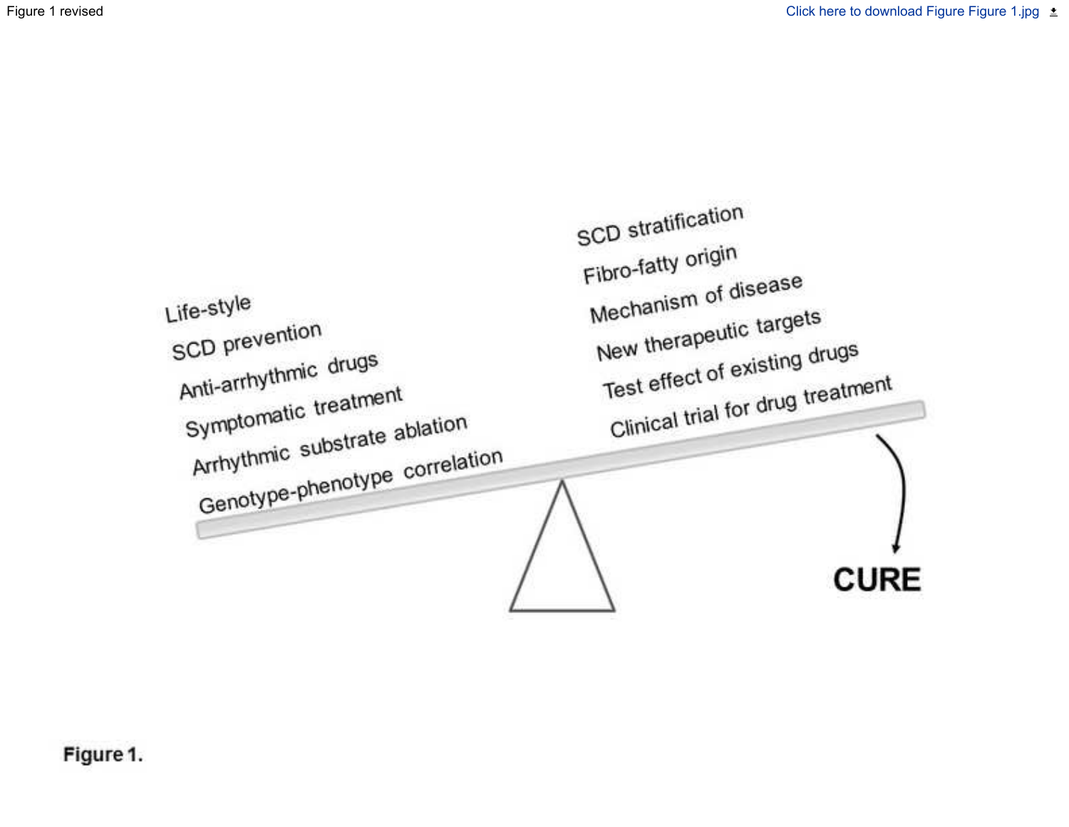Life-style
SCD prevention
Anti-arrhythmic drugs
Symptomatic treatment
Arrhythmic substrate ablation
Genotype-phenotype correlation

SCD stratification
Fibro-fatty origin
Mechanism of disease
New therapeutic targets
Test effect of existing drugs
Clinical trial for drug treatment

CURE

**Figure 1.**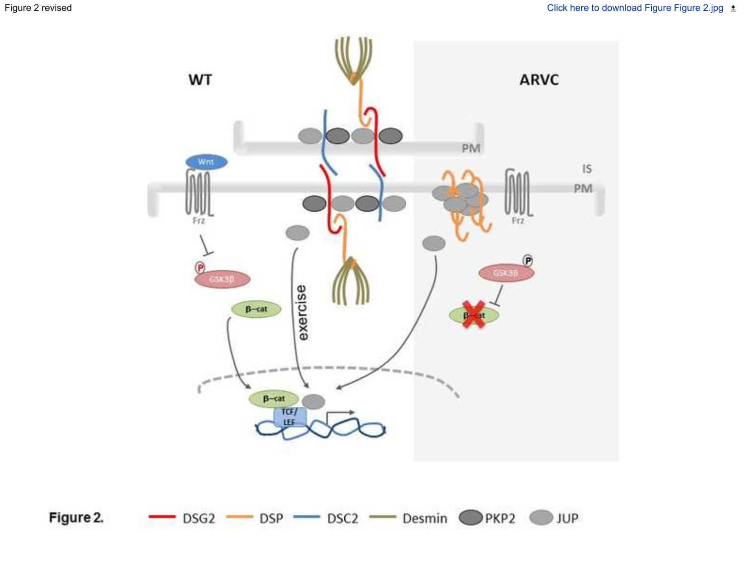Figure 2 revised

Click here to download Figure Figure 2.jpg

WT

ARVC

PM

IS

PM

Wnt

Frz

Frz

P

GSK3β

P

GSK3β

β-cat

β-cat

exercise

β-cat

TCF/
LEF

**Figure 2.** DSG2 DSP DSC2 Desmin PKP2 JUP